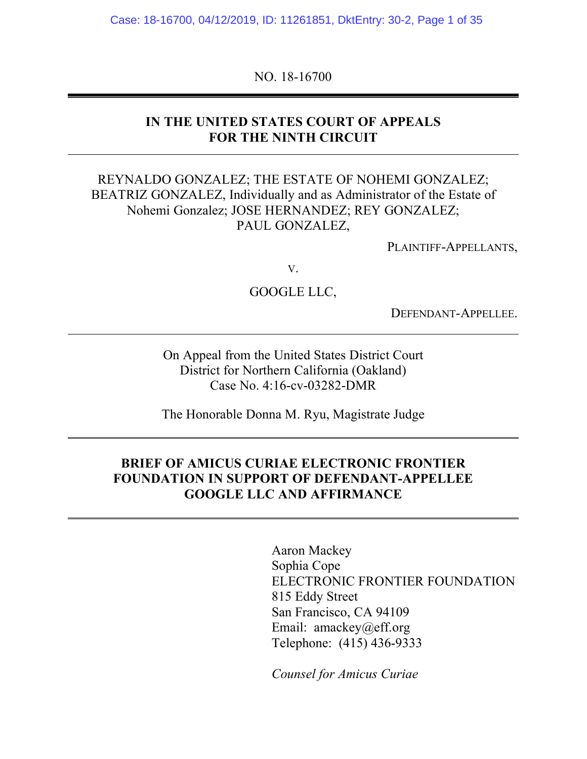NO. 18-16700

**IN THE UNITED STATES COURT OF APPEALS**
**FOR THE NINTH CIRCUIT**

REYNALDO GONZALEZ; THE ESTATE OF NOHEMI GONZALEZ; BEATRIZ GONZALEZ, Individually and as Administrator of the Estate of Nohemi Gonzalez; JOSE HERNANDEZ; REY GONZALEZ; PAUL GONZALEZ,

PLAINTIFF-APPELLANTS,

v.

GOOGLE LLC,

DEFENDANT-APPELLEE.

On Appeal from the United States District Court
District for Northern California (Oakland)
Case No. 4:16-cv-03282-DMR

The Honorable Donna M. Ryu, Magistrate Judge

**BRIEF OF AMICUS CURIAE ELECTRONIC FRONTIER FOUNDATION IN SUPPORT OF DEFENDANT-APPELLEE GOOGLE LLC AND AFFIRMANCE**

Aaron Mackey
Sophia Cope
ELECTRONIC FRONTIER FOUNDATION
815 Eddy Street
San Francisco, CA 94109
Email: amackey@eff.org
Telephone: (415) 436-9333

*Counsel for Amicus Curiae*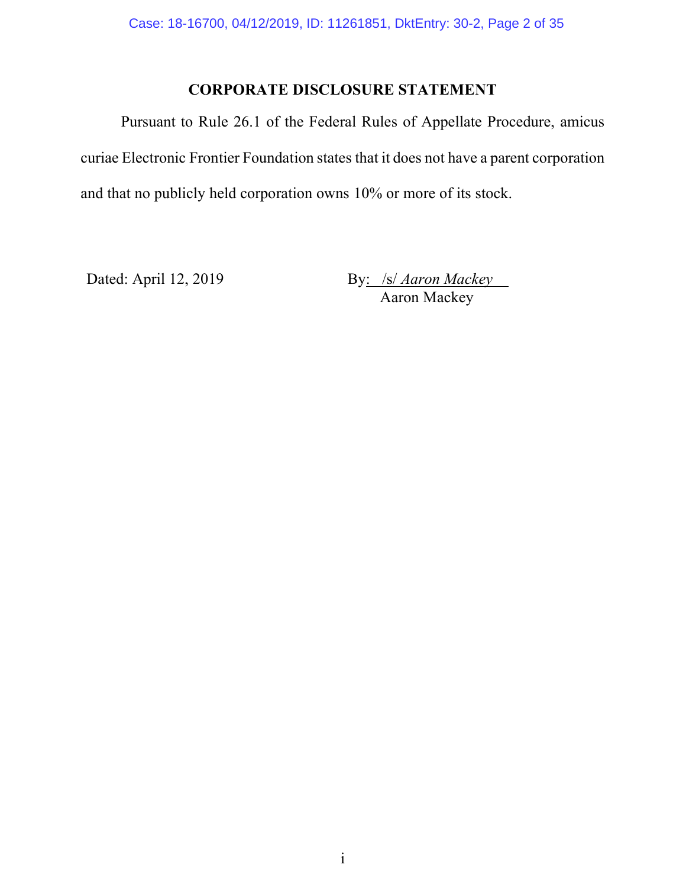## CORPORATE DISCLOSURE STATEMENT

Pursuant to Rule 26.1 of the Federal Rules of Appellate Procedure, amicus curiae Electronic Frontier Foundation states that it does not have a parent corporation and that no publicly held corporation owns 10% or more of its stock.

Dated: April 12, 2019

By: /s/ *Aaron Mackey*
Aaron Mackey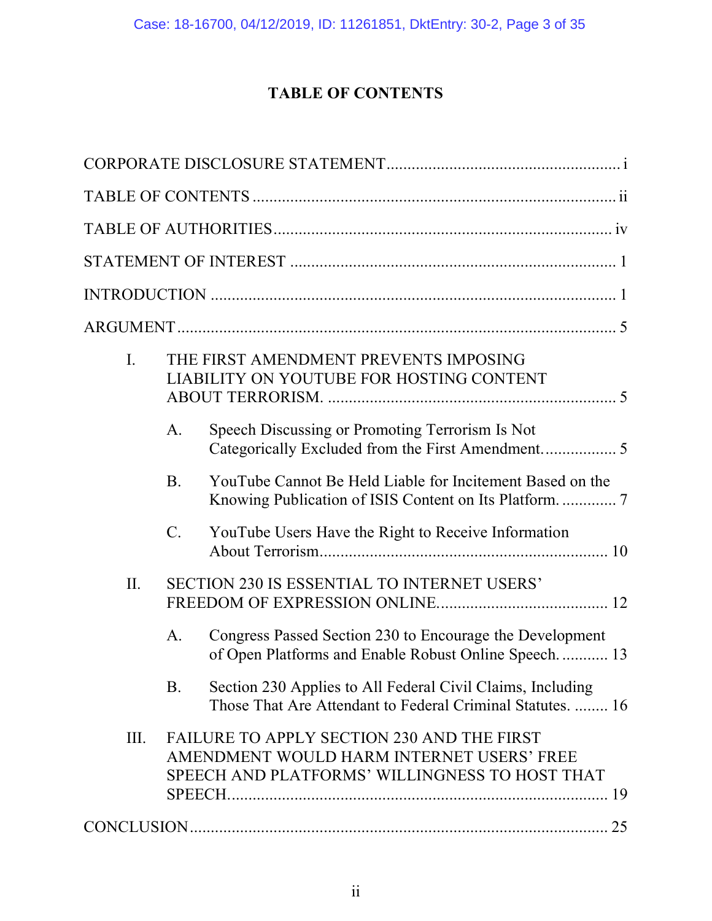# TABLE OF CONTENTS

CORPORATE DISCLOSURE STATEMENT ....................................................... i

TABLE OF CONTENTS ...................................................................................... ii

TABLE OF AUTHORITIES ................................................................................ iv

STATEMENT OF INTEREST ............................................................................. 1

INTRODUCTION ................................................................................................ 1

ARGUMENT ........................................................................................................ 5

- I. THE FIRST AMENDMENT PREVENTS IMPOSING LIABILITY ON YOUTUBE FOR HOSTING CONTENT ABOUT TERRORISM. .................................................................... 5
  - A. Speech Discussing or Promoting Terrorism Is Not Categorically Excluded from the First Amendment. ................ 5
  - B. YouTube Cannot Be Held Liable for Incitement Based on the Knowing Publication of ISIS Content on Its Platform. ............. 7
  - C. YouTube Users Have the Right to Receive Information About Terrorism. .................................................................. 10
- II. SECTION 230 IS ESSENTIAL TO INTERNET USERS' FREEDOM OF EXPRESSION ONLINE. ...................................... 12
  - A. Congress Passed Section 230 to Encourage the Development of Open Platforms and Enable Robust Online Speech. ........... 13
  - B. Section 230 Applies to All Federal Civil Claims, Including Those That Are Attendant to Federal Criminal Statutes. ........ 16
- III. FAILURE TO APPLY SECTION 230 AND THE FIRST AMENDMENT WOULD HARM INTERNET USERS' FREE SPEECH AND PLATFORMS' WILLINGNESS TO HOST THAT SPEECH. ......................................................................................... 19

CONCLUSION ................................................................................................... 25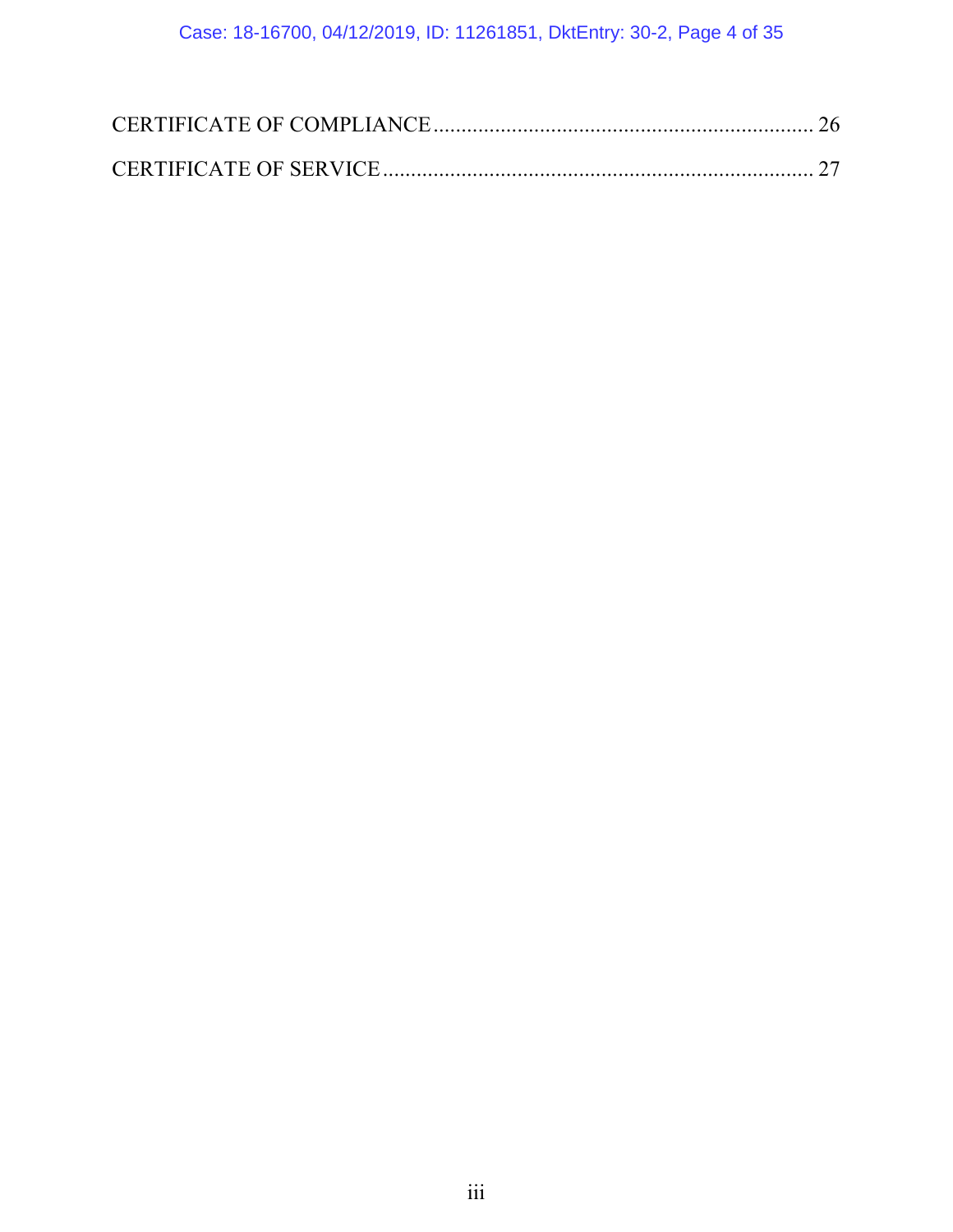CERTIFICATE OF COMPLIANCE .................................................................... 26

CERTIFICATE OF SERVICE ........................................................................... 27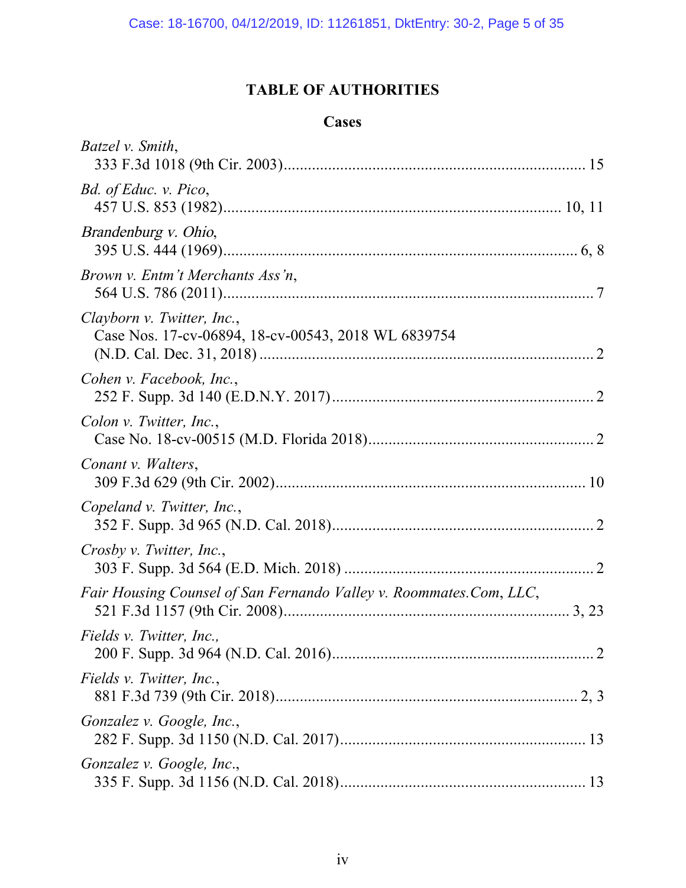# TABLE OF AUTHORITIES

## Cases

*Batzel v. Smith*,
333 F.3d 1018 (9th Cir. 2003)........................................................................ 15

*Bd. of Educ. v. Pico*,
457 U.S. 853 (1982)...................................................................................... 10, 11

*Brandenburg v. Ohio*,
395 U.S. 444 (1969)........................................................................................ 6, 8

*Brown v. Entm't Merchants Ass'n*,
564 U.S. 786 (2011)............................................................................................. 7

*Clayborn v. Twitter, Inc.*,
Case Nos. 17-cv-06894, 18-cv-00543, 2018 WL 6839754
(N.D. Cal. Dec. 31, 2018) .................................................................................. 2

*Cohen v. Facebook, Inc.*,
252 F. Supp. 3d 140 (E.D.N.Y. 2017).................................................................. 2

*Colon v. Twitter, Inc.*,
Case No. 18-cv-00515 (M.D. Florida 2018)........................................................ 2

*Conant v. Walters*,
309 F.3d 629 (9th Cir. 2002)............................................................................. 10

*Copeland v. Twitter, Inc.*,
352 F. Supp. 3d 965 (N.D. Cal. 2018).................................................................. 2

*Crosby v. Twitter, Inc.*,
303 F. Supp. 3d 564 (E.D. Mich. 2018) ............................................................... 2

*Fair Housing Counsel of San Fernando Valley v. Roommates.Com, LLC*,
521 F.3d 1157 (9th Cir. 2008).......................................................................... 3, 23

*Fields v. Twitter, Inc.,*
200 F. Supp. 3d 964 (N.D. Cal. 2016).................................................................. 2

*Fields v. Twitter, Inc.*,
881 F.3d 739 (9th Cir. 2018)............................................................................ 2, 3

*Gonzalez v. Google, Inc.*,
282 F. Supp. 3d 1150 (N.D. Cal. 2017).............................................................. 13

*Gonzalez v. Google, Inc.*,
335 F. Supp. 3d 1156 (N.D. Cal. 2018).............................................................. 13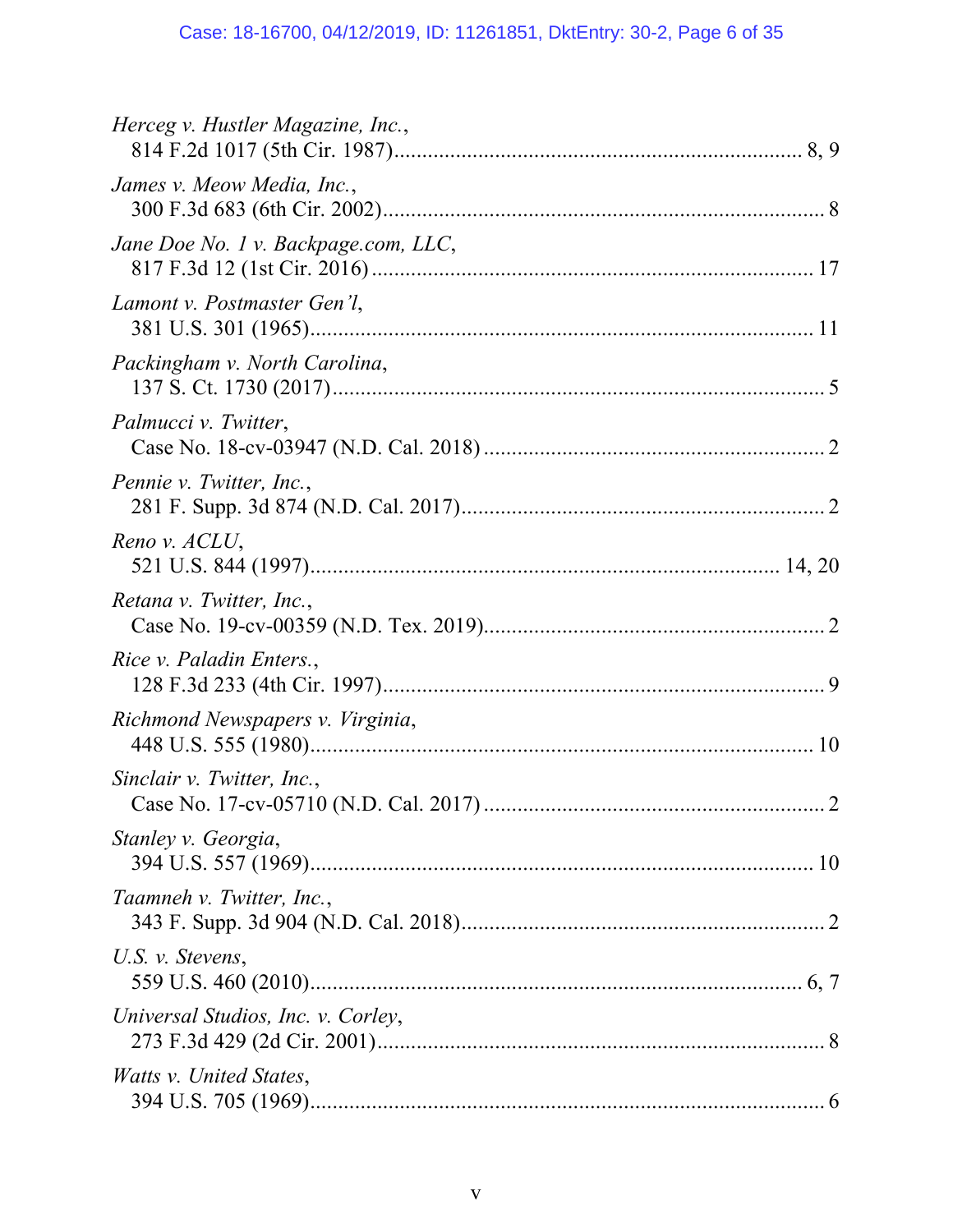*Herceg v. Hustler Magazine, Inc.*,
814 F.2d 1017 (5th Cir. 1987)........................................................................ 8, 9

*James v. Meow Media, Inc.*,
300 F.3d 683 (6th Cir. 2002).............................................................................. 8

*Jane Doe No. 1 v. Backpage.com, LLC*,
817 F.3d 12 (1st Cir. 2016) ............................................................................... 17

*Lamont v. Postmaster Gen'l*,
381 U.S. 301 (1965)......................................................................................... 11

*Packingham v. North Carolina*,
137 S. Ct. 1730 (2017)....................................................................................... 5

*Palmucci v. Twitter*,
Case No. 18-cv-03947 (N.D. Cal. 2018) ............................................................. 2

*Pennie v. Twitter, Inc.*,
281 F. Supp. 3d 874 (N.D. Cal. 2017)................................................................ 2

*Reno v. ACLU*,
521 U.S. 844 (1997).................................................................................. 14, 20

*Retana v. Twitter, Inc.*,
Case No. 19-cv-00359 (N.D. Tex. 2019)............................................................ 2

*Rice v. Paladin Enters.*,
128 F.3d 233 (4th Cir. 1997)............................................................................... 9

*Richmond Newspapers v. Virginia*,
448 U.S. 555 (1980)......................................................................................... 10

*Sinclair v. Twitter, Inc.*,
Case No. 17-cv-05710 (N.D. Cal. 2017) ............................................................. 2

*Stanley v. Georgia*,
394 U.S. 557 (1969)......................................................................................... 10

*Taamneh v. Twitter, Inc.*,
343 F. Supp. 3d 904 (N.D. Cal. 2018)................................................................ 2

*U.S. v. Stevens*,
559 U.S. 460 (2010)........................................................................................ 6, 7

*Universal Studios, Inc. v. Corley*,
273 F.3d 429 (2d Cir. 2001)................................................................................ 8

*Watts v. United States*,
394 U.S. 705 (1969)............................................................................................ 6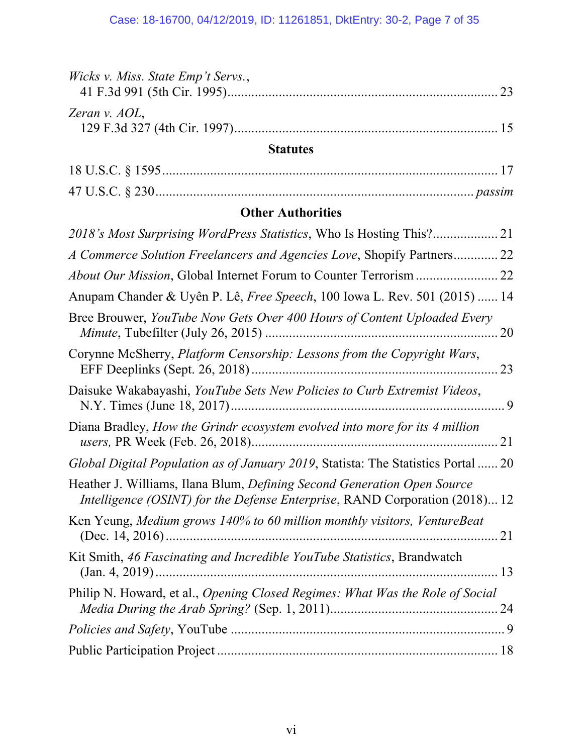*Wicks v. Miss. State Emp't Servs.*,
41 F.3d 991 (5th Cir. 1995) ............................................................................... 23

*Zeran v. AOL*,
129 F.3d 327 (4th Cir. 1997) ............................................................................. 15

### Statutes

18 U.S.C. § 1595 ................................................................................................. 17

47 U.S.C. § 230 ........................................................................................... *passim*

### Other Authorities

*2018's Most Surprising WordPress Statistics*, Who Is Hosting This? ................... 21

*A Commerce Solution Freelancers and Agencies Love*, Shopify Partners ............. 22

*About Our Mission*, Global Internet Forum to Counter Terrorism ........................ 22

Anupam Chander & Uyên P. Lê, *Free Speech*, 100 Iowa L. Rev. 501 (2015) ...... 14

Bree Brouwer, *YouTube Now Gets Over 400 Hours of Content Uploaded Every Minute*, Tubefilter (July 26, 2015) .................................................................... 20

Corynne McSherry, *Platform Censorship: Lessons from the Copyright Wars*, EFF Deeplinks (Sept. 26, 2018) ........................................................................ 23

Daisuke Wakabayashi, *YouTube Sets New Policies to Curb Extremist Videos*, N.Y. Times (June 18, 2017) ................................................................................. 9

Diana Bradley, *How the Grindr ecosystem evolved into more for its 4 million users,* PR Week (Feb. 26, 2018) ....................................................................... 21

*Global Digital Population as of January 2019*, Statista: The Statistics Portal ...... 20

Heather J. Williams, Ilana Blum, *Defining Second Generation Open Source Intelligence (OSINT) for the Defense Enterprise*, RAND Corporation (2018) ... 12

Ken Yeung, *Medium grows 140% to 60 million monthly visitors, VentureBeat* (Dec. 14, 2016) ................................................................................................. 21

Kit Smith, *46 Fascinating and Incredible YouTube Statistics*, Brandwatch (Jan. 4, 2019) ................................................................................................... 13

Philip N. Howard, et al., *Opening Closed Regimes: What Was the Role of Social Media During the Arab Spring?* (Sep. 1, 2011) ................................................ 24

*Policies and Safety*, YouTube ................................................................................. 9

Public Participation Project ................................................................................... 18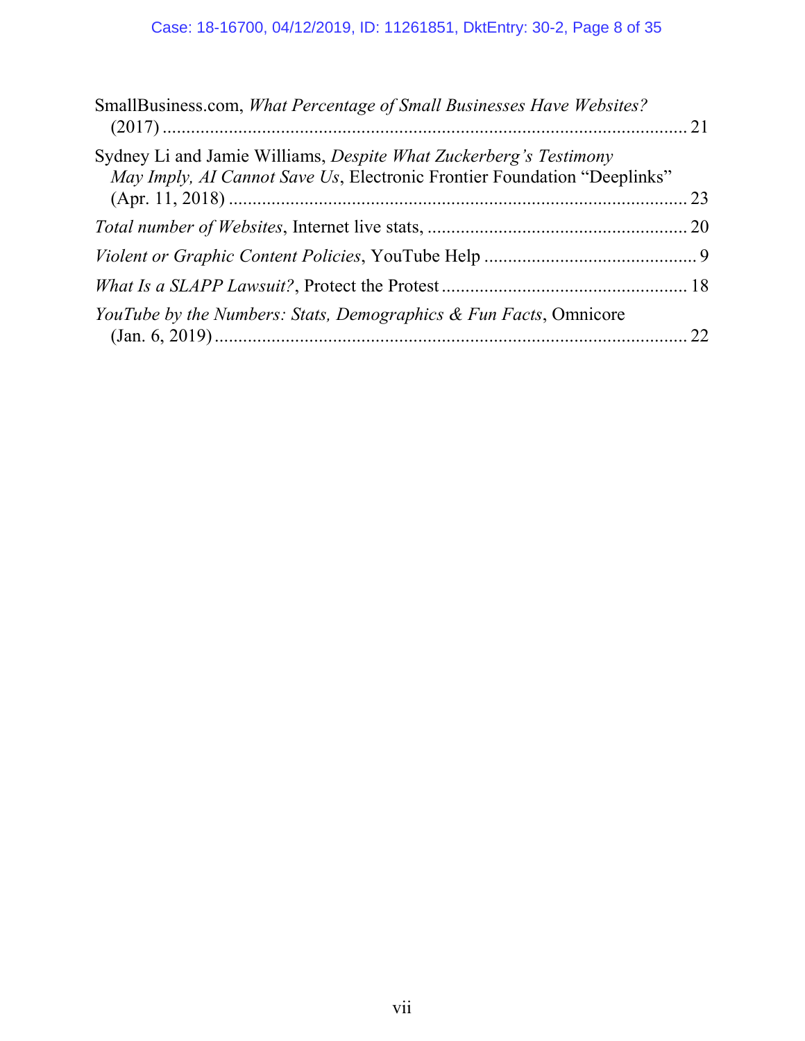SmallBusiness.com, *What Percentage of Small Businesses Have Websites?* (2017) ............................................................................................................ 21

Sydney Li and Jamie Williams, *Despite What Zuckerberg's Testimony May Imply, AI Cannot Save Us*, Electronic Frontier Foundation "Deeplinks" (Apr. 11, 2018) ............................................................................................. 23

*Total number of Websites*, Internet live stats, ..................................................... 20

*Violent or Graphic Content Policies*, YouTube Help ............................................ 9

*What Is a SLAPP Lawsuit?*, Protect the Protest .................................................... 18

*YouTube by the Numbers: Stats, Demographics & Fun Facts*, Omnicore (Jan. 6, 2019) ................................................................................................. 22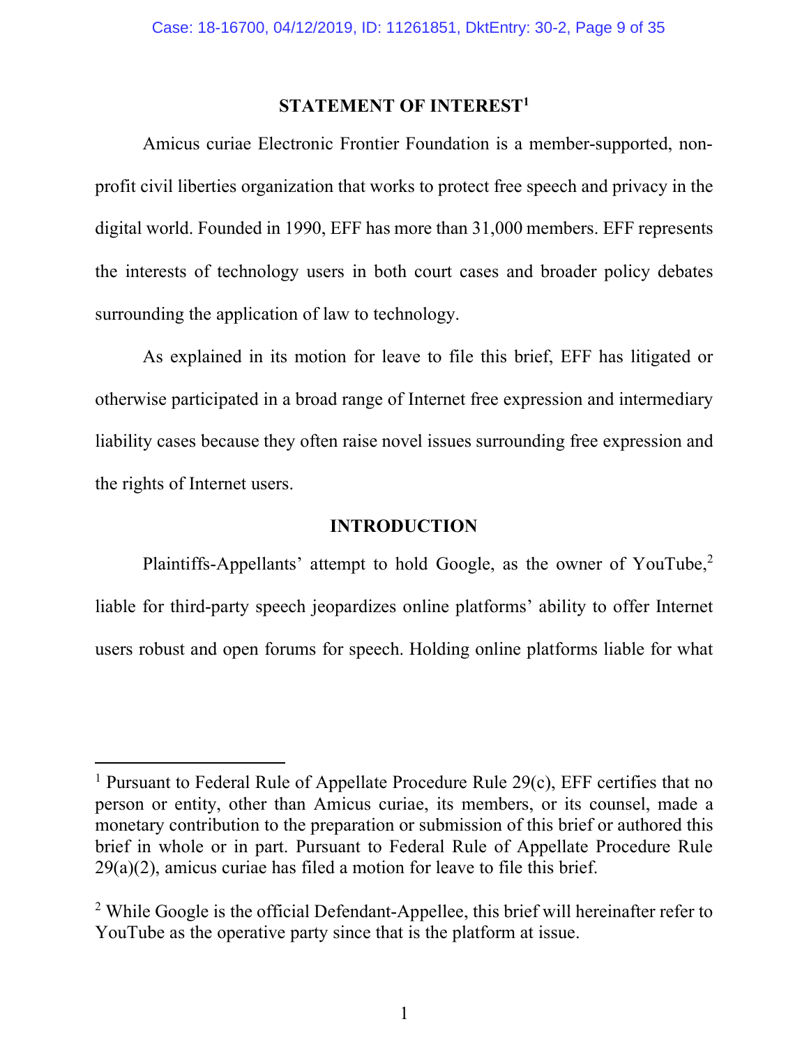## STATEMENT OF INTEREST[1]

Amicus curiae Electronic Frontier Foundation is a member-supported, non-profit civil liberties organization that works to protect free speech and privacy in the digital world. Founded in 1990, EFF has more than 31,000 members. EFF represents the interests of technology users in both court cases and broader policy debates surrounding the application of law to technology.

As explained in its motion for leave to file this brief, EFF has litigated or otherwise participated in a broad range of Internet free expression and intermediary liability cases because they often raise novel issues surrounding free expression and the rights of Internet users.

## INTRODUCTION

Plaintiffs-Appellants' attempt to hold Google, as the owner of YouTube,[2] liable for third-party speech jeopardizes online platforms' ability to offer Internet users robust and open forums for speech. Holding online platforms liable for what

---

[1] Pursuant to Federal Rule of Appellate Procedure Rule 29(c), EFF certifies that no person or entity, other than Amicus curiae, its members, or its counsel, made a monetary contribution to the preparation or submission of this brief or authored this brief in whole or in part. Pursuant to Federal Rule of Appellate Procedure Rule 29(a)(2), amicus curiae has filed a motion for leave to file this brief.

[2] While Google is the official Defendant-Appellee, this brief will hereinafter refer to YouTube as the operative party since that is the platform at issue.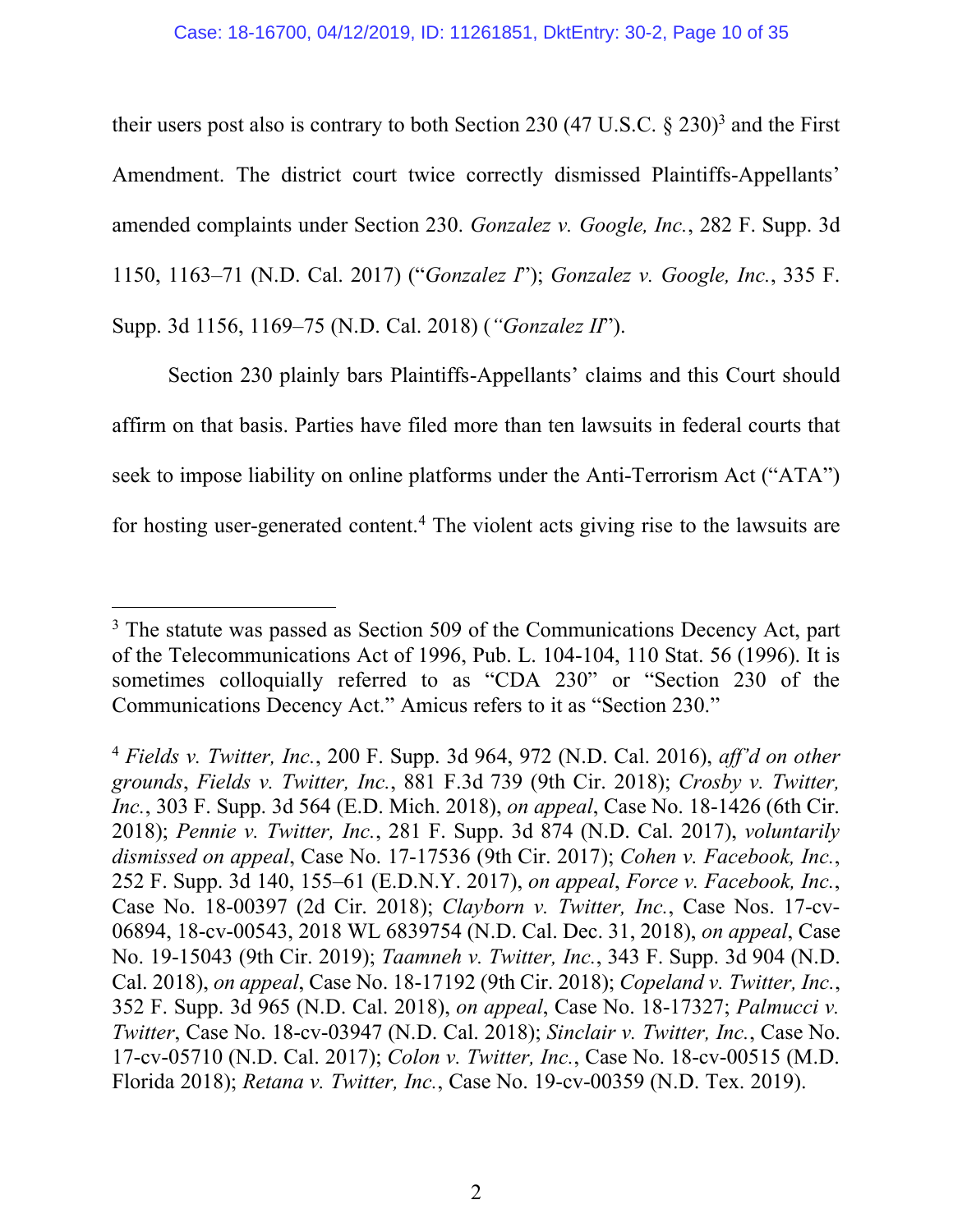their users post also is contrary to both Section 230 (47 U.S.C. § 230)[3] and the First Amendment. The district court twice correctly dismissed Plaintiffs-Appellants' amended complaints under Section 230. *Gonzalez v. Google, Inc.*, 282 F. Supp. 3d 1150, 1163–71 (N.D. Cal. 2017) ("*Gonzalez I*"); *Gonzalez v. Google, Inc.*, 335 F. Supp. 3d 1156, 1169–75 (N.D. Cal. 2018) (*"Gonzalez II*").

Section 230 plainly bars Plaintiffs-Appellants' claims and this Court should affirm on that basis. Parties have filed more than ten lawsuits in federal courts that seek to impose liability on online platforms under the Anti-Terrorism Act ("ATA") for hosting user-generated content.[4] The violent acts giving rise to the lawsuits are

---

[3] The statute was passed as Section 509 of the Communications Decency Act, part of the Telecommunications Act of 1996, Pub. L. 104-104, 110 Stat. 56 (1996). It is sometimes colloquially referred to as "CDA 230" or "Section 230 of the Communications Decency Act." Amicus refers to it as "Section 230."

[4] *Fields v. Twitter, Inc.*, 200 F. Supp. 3d 964, 972 (N.D. Cal. 2016), *aff'd on other grounds*, *Fields v. Twitter, Inc.*, 881 F.3d 739 (9th Cir. 2018); *Crosby v. Twitter, Inc.*, 303 F. Supp. 3d 564 (E.D. Mich. 2018), *on appeal*, Case No. 18-1426 (6th Cir. 2018); *Pennie v. Twitter, Inc.*, 281 F. Supp. 3d 874 (N.D. Cal. 2017), *voluntarily dismissed on appeal*, Case No. 17-17536 (9th Cir. 2017); *Cohen v. Facebook, Inc.*, 252 F. Supp. 3d 140, 155–61 (E.D.N.Y. 2017), *on appeal*, *Force v. Facebook, Inc.*, Case No. 18-00397 (2d Cir. 2018); *Clayborn v. Twitter, Inc.*, Case Nos. 17-cv-06894, 18-cv-00543, 2018 WL 6839754 (N.D. Cal. Dec. 31, 2018), *on appeal*, Case No. 19-15043 (9th Cir. 2019); *Taamneh v. Twitter, Inc.*, 343 F. Supp. 3d 904 (N.D. Cal. 2018), *on appeal*, Case No. 18-17192 (9th Cir. 2018); *Copeland v. Twitter, Inc.*, 352 F. Supp. 3d 965 (N.D. Cal. 2018), *on appeal*, Case No. 18-17327; *Palmucci v. Twitter*, Case No. 18-cv-03947 (N.D. Cal. 2018); *Sinclair v. Twitter, Inc.*, Case No. 17-cv-05710 (N.D. Cal. 2017); *Colon v. Twitter, Inc.*, Case No. 18-cv-00515 (M.D. Florida 2018); *Retana v. Twitter, Inc.*, Case No. 19-cv-00359 (N.D. Tex. 2019).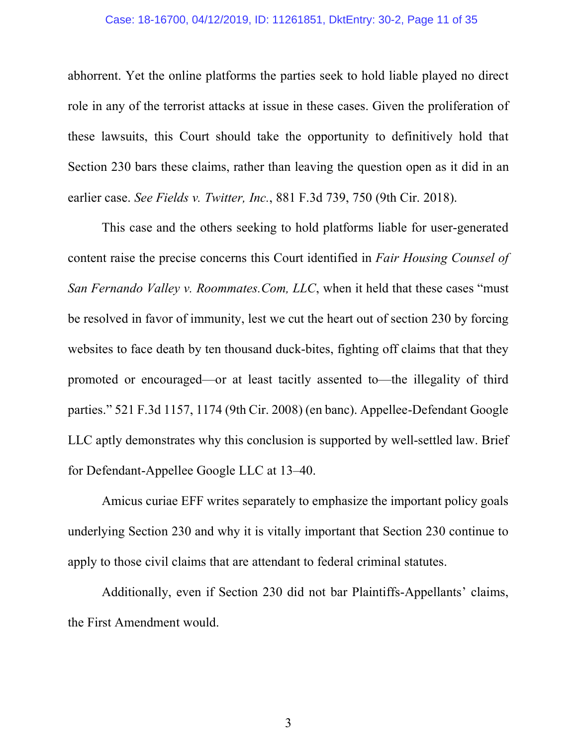abhorrent. Yet the online platforms the parties seek to hold liable played no direct role in any of the terrorist attacks at issue in these cases. Given the proliferation of these lawsuits, this Court should take the opportunity to definitively hold that Section 230 bars these claims, rather than leaving the question open as it did in an earlier case. *See Fields v. Twitter, Inc.*, 881 F.3d 739, 750 (9th Cir. 2018).

This case and the others seeking to hold platforms liable for user-generated content raise the precise concerns this Court identified in *Fair Housing Counsel of San Fernando Valley v. Roommates.Com, LLC*, when it held that these cases "must be resolved in favor of immunity, lest we cut the heart out of section 230 by forcing websites to face death by ten thousand duck-bites, fighting off claims that that they promoted or encouraged—or at least tacitly assented to—the illegality of third parties." 521 F.3d 1157, 1174 (9th Cir. 2008) (en banc). Appellee-Defendant Google LLC aptly demonstrates why this conclusion is supported by well-settled law. Brief for Defendant-Appellee Google LLC at 13–40.

Amicus curiae EFF writes separately to emphasize the important policy goals underlying Section 230 and why it is vitally important that Section 230 continue to apply to those civil claims that are attendant to federal criminal statutes.

Additionally, even if Section 230 did not bar Plaintiffs-Appellants' claims, the First Amendment would.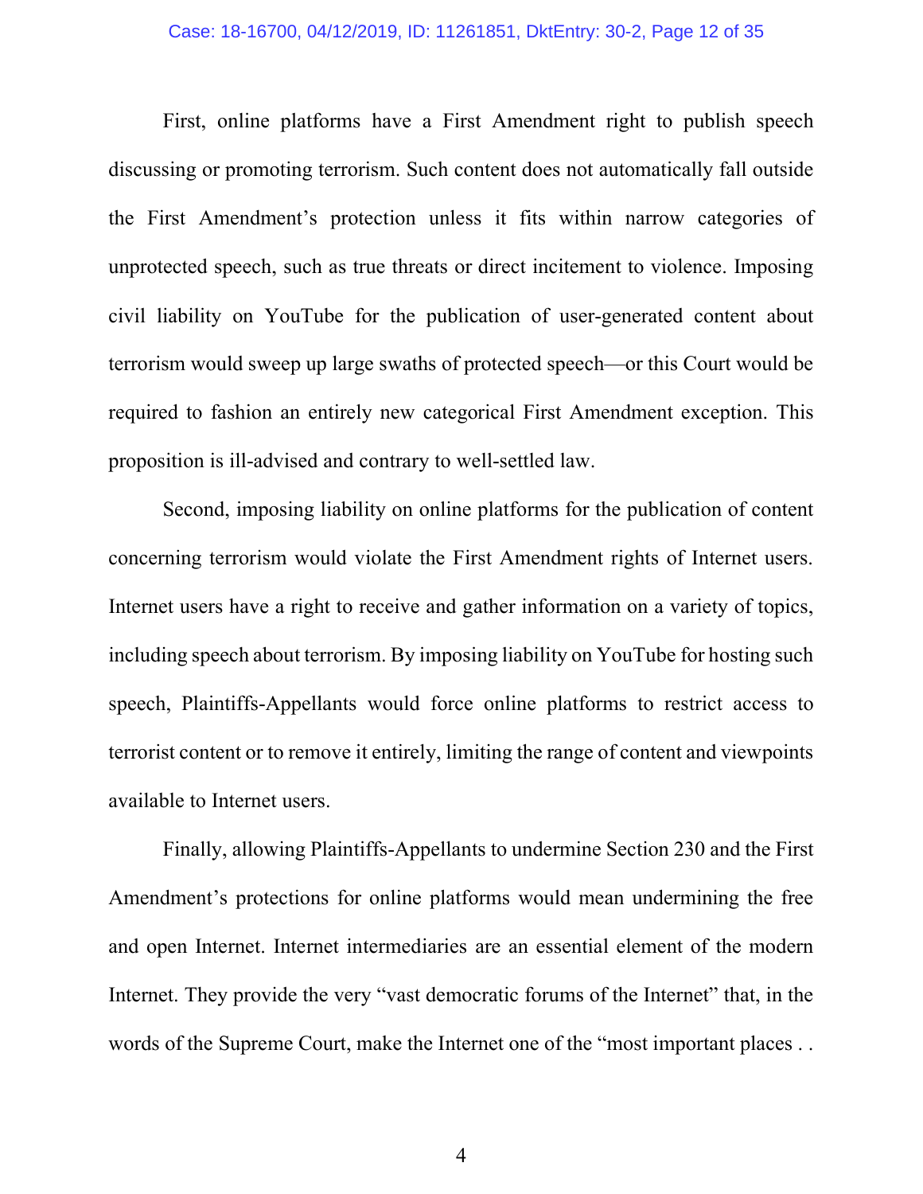First, online platforms have a First Amendment right to publish speech discussing or promoting terrorism. Such content does not automatically fall outside the First Amendment's protection unless it fits within narrow categories of unprotected speech, such as true threats or direct incitement to violence. Imposing civil liability on YouTube for the publication of user-generated content about terrorism would sweep up large swaths of protected speech—or this Court would be required to fashion an entirely new categorical First Amendment exception. This proposition is ill-advised and contrary to well-settled law.

Second, imposing liability on online platforms for the publication of content concerning terrorism would violate the First Amendment rights of Internet users. Internet users have a right to receive and gather information on a variety of topics, including speech about terrorism. By imposing liability on YouTube for hosting such speech, Plaintiffs-Appellants would force online platforms to restrict access to terrorist content or to remove it entirely, limiting the range of content and viewpoints available to Internet users.

Finally, allowing Plaintiffs-Appellants to undermine Section 230 and the First Amendment's protections for online platforms would mean undermining the free and open Internet. Internet intermediaries are an essential element of the modern Internet. They provide the very "vast democratic forums of the Internet" that, in the words of the Supreme Court, make the Internet one of the "most important places . .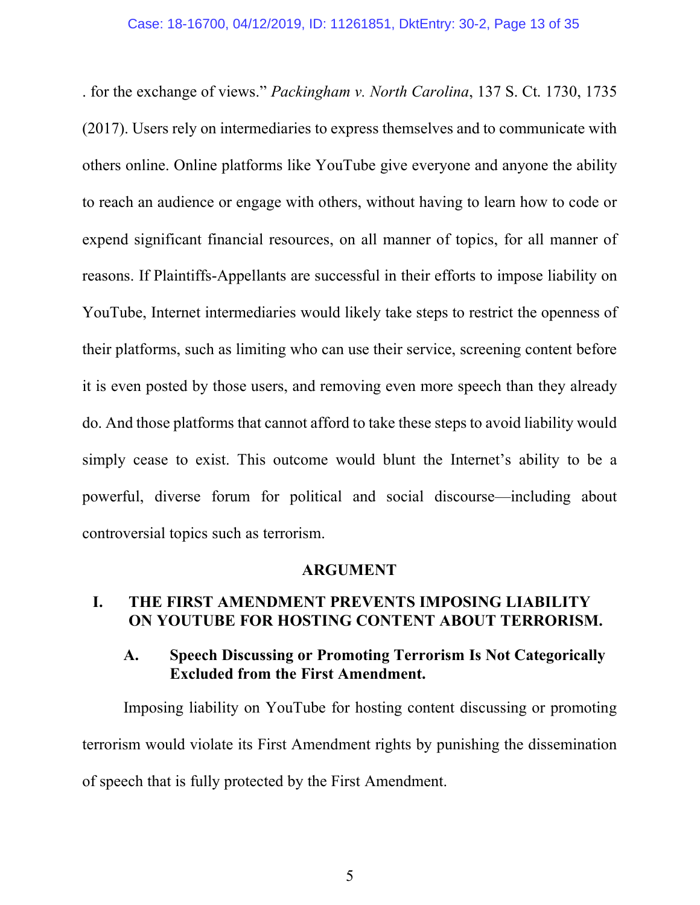. for the exchange of views." *Packingham v. North Carolina*, 137 S. Ct. 1730, 1735 (2017). Users rely on intermediaries to express themselves and to communicate with others online. Online platforms like YouTube give everyone and anyone the ability to reach an audience or engage with others, without having to learn how to code or expend significant financial resources, on all manner of topics, for all manner of reasons. If Plaintiffs-Appellants are successful in their efforts to impose liability on YouTube, Internet intermediaries would likely take steps to restrict the openness of their platforms, such as limiting who can use their service, screening content before it is even posted by those users, and removing even more speech than they already do. And those platforms that cannot afford to take these steps to avoid liability would simply cease to exist. This outcome would blunt the Internet's ability to be a powerful, diverse forum for political and social discourse—including about controversial topics such as terrorism.

## ARGUMENT

### I. THE FIRST AMENDMENT PREVENTS IMPOSING LIABILITY ON YOUTUBE FOR HOSTING CONTENT ABOUT TERRORISM.

#### A. Speech Discussing or Promoting Terrorism Is Not Categorically Excluded from the First Amendment.

Imposing liability on YouTube for hosting content discussing or promoting terrorism would violate its First Amendment rights by punishing the dissemination of speech that is fully protected by the First Amendment.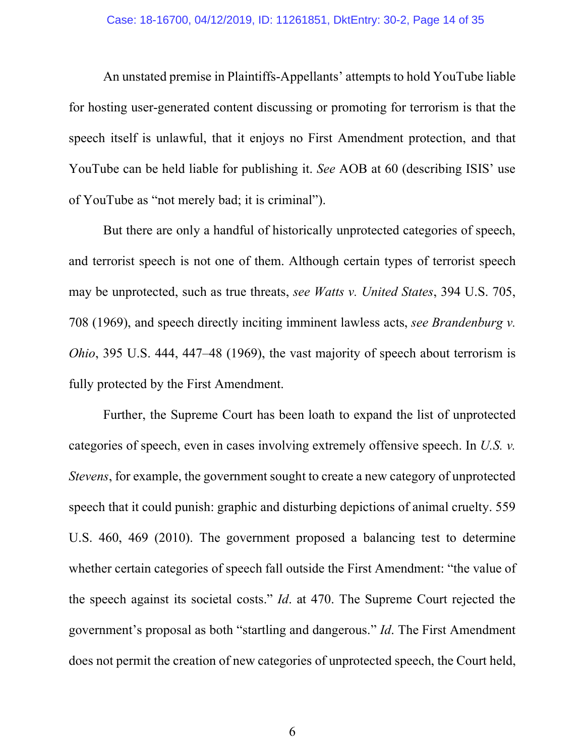An unstated premise in Plaintiffs-Appellants' attempts to hold YouTube liable for hosting user-generated content discussing or promoting for terrorism is that the speech itself is unlawful, that it enjoys no First Amendment protection, and that YouTube can be held liable for publishing it. *See* AOB at 60 (describing ISIS' use of YouTube as "not merely bad; it is criminal").

But there are only a handful of historically unprotected categories of speech, and terrorist speech is not one of them. Although certain types of terrorist speech may be unprotected, such as true threats, *see Watts v. United States*, 394 U.S. 705, 708 (1969), and speech directly inciting imminent lawless acts, *see Brandenburg v. Ohio*, 395 U.S. 444, 447–48 (1969), the vast majority of speech about terrorism is fully protected by the First Amendment.

Further, the Supreme Court has been loath to expand the list of unprotected categories of speech, even in cases involving extremely offensive speech. In *U.S. v. Stevens*, for example, the government sought to create a new category of unprotected speech that it could punish: graphic and disturbing depictions of animal cruelty. 559 U.S. 460, 469 (2010). The government proposed a balancing test to determine whether certain categories of speech fall outside the First Amendment: "the value of the speech against its societal costs." *Id*. at 470. The Supreme Court rejected the government's proposal as both "startling and dangerous." *Id*. The First Amendment does not permit the creation of new categories of unprotected speech, the Court held,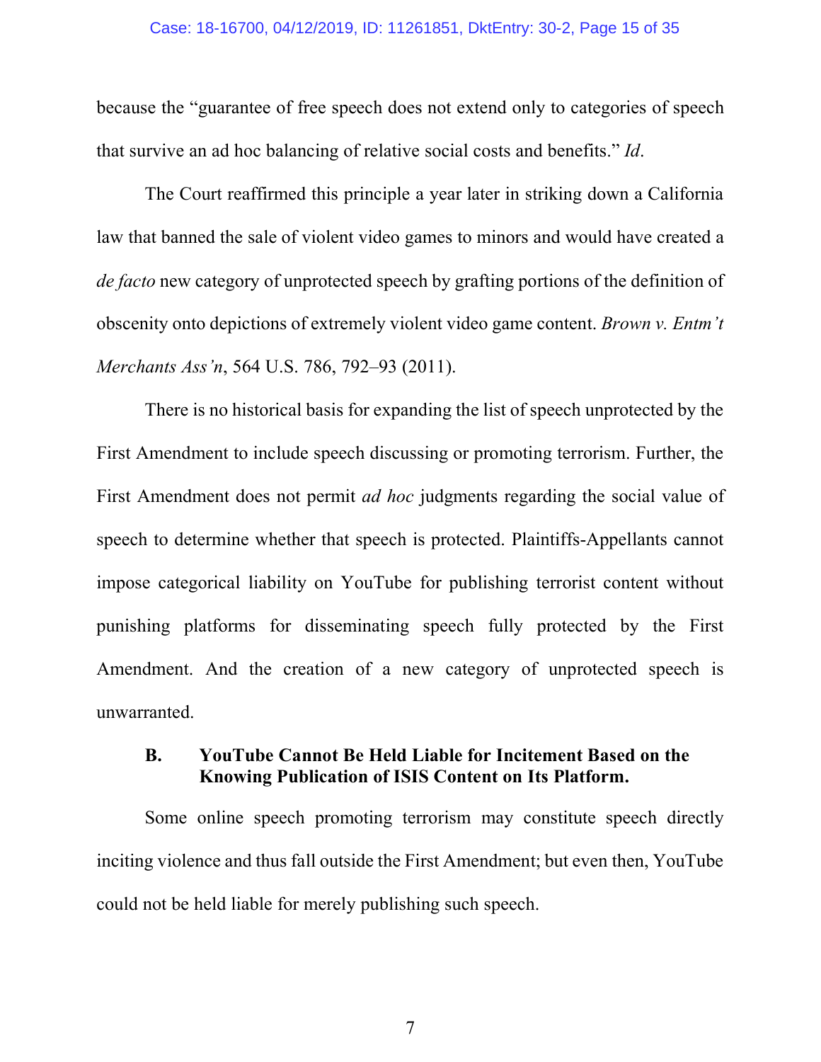because the "guarantee of free speech does not extend only to categories of speech that survive an ad hoc balancing of relative social costs and benefits." *Id*.

The Court reaffirmed this principle a year later in striking down a California law that banned the sale of violent video games to minors and would have created a *de facto* new category of unprotected speech by grafting portions of the definition of obscenity onto depictions of extremely violent video game content. *Brown v. Entm't Merchants Ass'n*, 564 U.S. 786, 792–93 (2011).

There is no historical basis for expanding the list of speech unprotected by the First Amendment to include speech discussing or promoting terrorism. Further, the First Amendment does not permit *ad hoc* judgments regarding the social value of speech to determine whether that speech is protected. Plaintiffs-Appellants cannot impose categorical liability on YouTube for publishing terrorist content without punishing platforms for disseminating speech fully protected by the First Amendment. And the creation of a new category of unprotected speech is unwarranted.

### B. YouTube Cannot Be Held Liable for Incitement Based on the Knowing Publication of ISIS Content on Its Platform.

Some online speech promoting terrorism may constitute speech directly inciting violence and thus fall outside the First Amendment; but even then, YouTube could not be held liable for merely publishing such speech.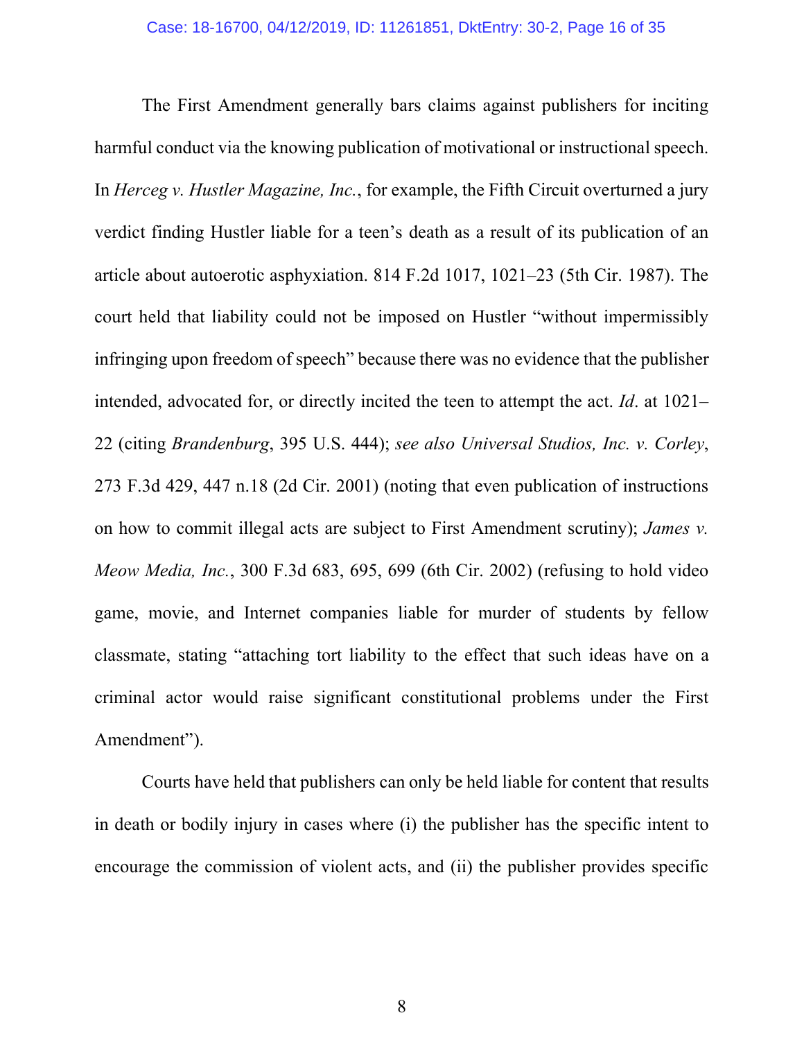The First Amendment generally bars claims against publishers for inciting harmful conduct via the knowing publication of motivational or instructional speech. In *Herceg v. Hustler Magazine, Inc.*, for example, the Fifth Circuit overturned a jury verdict finding Hustler liable for a teen's death as a result of its publication of an article about autoerotic asphyxiation. 814 F.2d 1017, 1021–23 (5th Cir. 1987). The court held that liability could not be imposed on Hustler "without impermissibly infringing upon freedom of speech" because there was no evidence that the publisher intended, advocated for, or directly incited the teen to attempt the act. *Id*. at 1021–22 (citing *Brandenburg*, 395 U.S. 444); *see also Universal Studios, Inc. v. Corley*, 273 F.3d 429, 447 n.18 (2d Cir. 2001) (noting that even publication of instructions on how to commit illegal acts are subject to First Amendment scrutiny); *James v. Meow Media, Inc.*, 300 F.3d 683, 695, 699 (6th Cir. 2002) (refusing to hold video game, movie, and Internet companies liable for murder of students by fellow classmate, stating "attaching tort liability to the effect that such ideas have on a criminal actor would raise significant constitutional problems under the First Amendment").

Courts have held that publishers can only be held liable for content that results in death or bodily injury in cases where (i) the publisher has the specific intent to encourage the commission of violent acts, and (ii) the publisher provides specific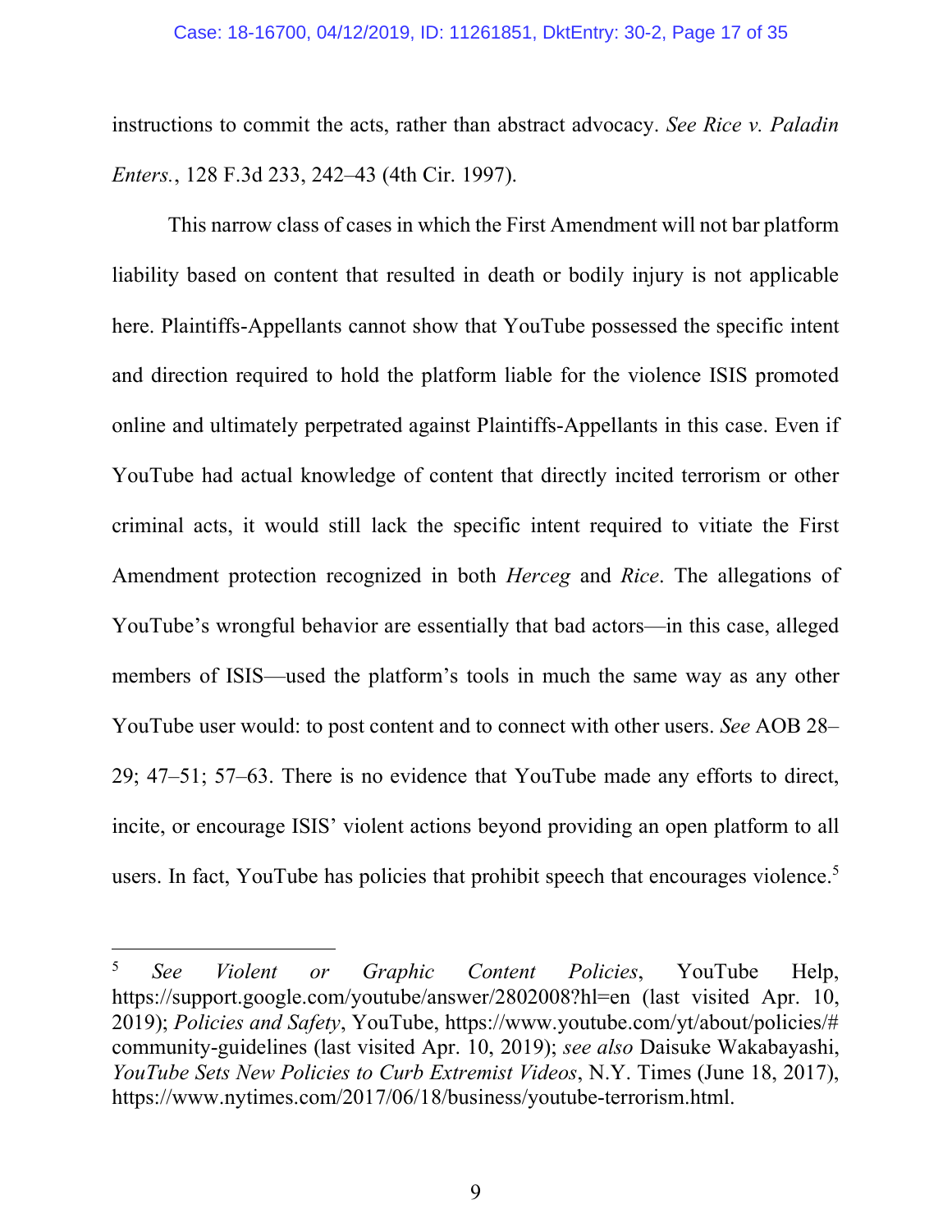instructions to commit the acts, rather than abstract advocacy. *See Rice v. Paladin Enters.*, 128 F.3d 233, 242–43 (4th Cir. 1997).

This narrow class of cases in which the First Amendment will not bar platform liability based on content that resulted in death or bodily injury is not applicable here. Plaintiffs-Appellants cannot show that YouTube possessed the specific intent and direction required to hold the platform liable for the violence ISIS promoted online and ultimately perpetrated against Plaintiffs-Appellants in this case. Even if YouTube had actual knowledge of content that directly incited terrorism or other criminal acts, it would still lack the specific intent required to vitiate the First Amendment protection recognized in both *Herceg* and *Rice*. The allegations of YouTube's wrongful behavior are essentially that bad actors—in this case, alleged members of ISIS—used the platform's tools in much the same way as any other YouTube user would: to post content and to connect with other users. *See* AOB 28–29; 47–51; 57–63. There is no evidence that YouTube made any efforts to direct, incite, or encourage ISIS' violent actions beyond providing an open platform to all users. In fact, YouTube has policies that prohibit speech that encourages violence.[5]

---

[5] *See Violent or Graphic Content Policies*, YouTube Help, https://support.google.com/youtube/answer/2802008?hl=en (last visited Apr. 10, 2019); *Policies and Safety*, YouTube, https://www.youtube.com/yt/about/policies/#community-guidelines (last visited Apr. 10, 2019); *see also* Daisuke Wakabayashi, *YouTube Sets New Policies to Curb Extremist Videos*, N.Y. Times (June 18, 2017), https://www.nytimes.com/2017/06/18/business/youtube-terrorism.html.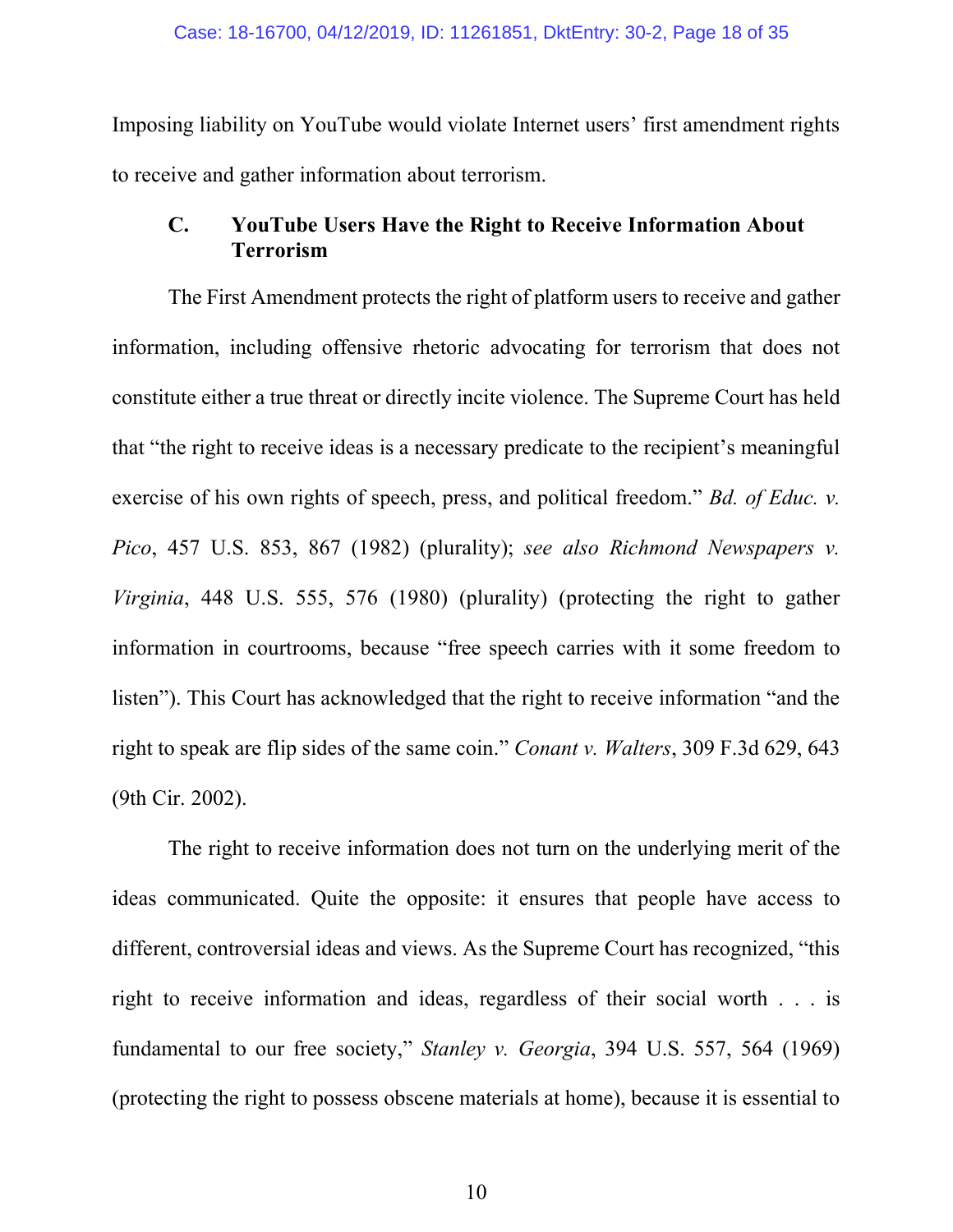Imposing liability on YouTube would violate Internet users' first amendment rights to receive and gather information about terrorism.

### C. YouTube Users Have the Right to Receive Information About Terrorism

The First Amendment protects the right of platform users to receive and gather information, including offensive rhetoric advocating for terrorism that does not constitute either a true threat or directly incite violence. The Supreme Court has held that "the right to receive ideas is a necessary predicate to the recipient's meaningful exercise of his own rights of speech, press, and political freedom." *Bd. of Educ. v. Pico*, 457 U.S. 853, 867 (1982) (plurality); *see also Richmond Newspapers v. Virginia*, 448 U.S. 555, 576 (1980) (plurality) (protecting the right to gather information in courtrooms, because "free speech carries with it some freedom to listen"). This Court has acknowledged that the right to receive information "and the right to speak are flip sides of the same coin." *Conant v. Walters*, 309 F.3d 629, 643 (9th Cir. 2002).

The right to receive information does not turn on the underlying merit of the ideas communicated. Quite the opposite: it ensures that people have access to different, controversial ideas and views. As the Supreme Court has recognized, "this right to receive information and ideas, regardless of their social worth . . . is fundamental to our free society," *Stanley v. Georgia*, 394 U.S. 557, 564 (1969) (protecting the right to possess obscene materials at home), because it is essential to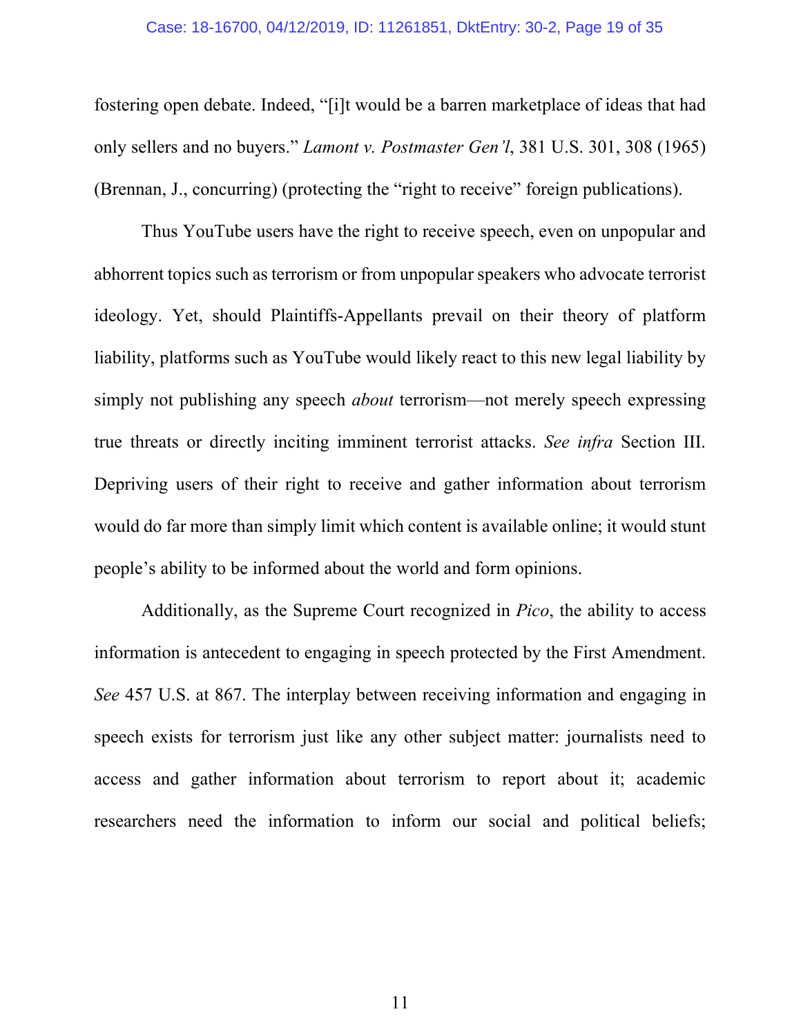fostering open debate. Indeed, "[i]t would be a barren marketplace of ideas that had only sellers and no buyers." *Lamont v. Postmaster Gen'l*, 381 U.S. 301, 308 (1965) (Brennan, J., concurring) (protecting the "right to receive" foreign publications).

Thus YouTube users have the right to receive speech, even on unpopular and abhorrent topics such as terrorism or from unpopular speakers who advocate terrorist ideology. Yet, should Plaintiffs-Appellants prevail on their theory of platform liability, platforms such as YouTube would likely react to this new legal liability by simply not publishing any speech *about* terrorism—not merely speech expressing true threats or directly inciting imminent terrorist attacks. *See infra* Section III. Depriving users of their right to receive and gather information about terrorism would do far more than simply limit which content is available online; it would stunt people's ability to be informed about the world and form opinions.

Additionally, as the Supreme Court recognized in *Pico*, the ability to access information is antecedent to engaging in speech protected by the First Amendment. *See* 457 U.S. at 867. The interplay between receiving information and engaging in speech exists for terrorism just like any other subject matter: journalists need to access and gather information about terrorism to report about it; academic researchers need the information to inform our social and political beliefs;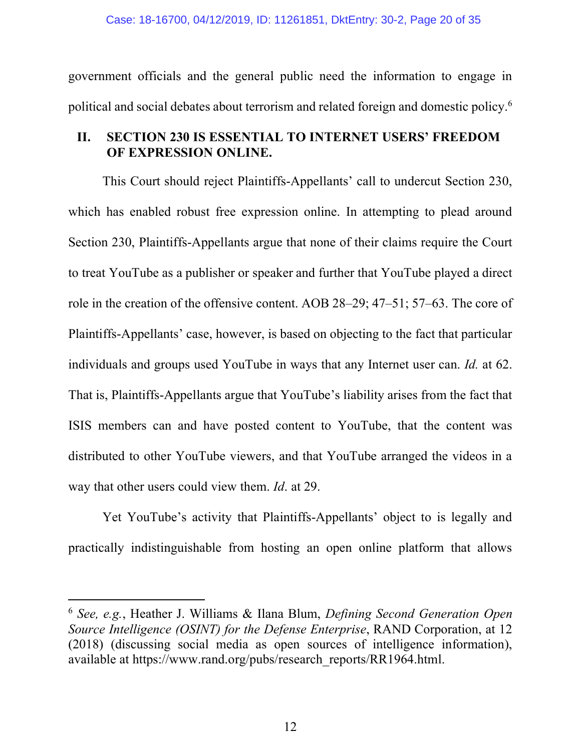government officials and the general public need the information to engage in political and social debates about terrorism and related foreign and domestic policy.[6]

## II. SECTION 230 IS ESSENTIAL TO INTERNET USERS' FREEDOM OF EXPRESSION ONLINE.

This Court should reject Plaintiffs-Appellants' call to undercut Section 230, which has enabled robust free expression online. In attempting to plead around Section 230, Plaintiffs-Appellants argue that none of their claims require the Court to treat YouTube as a publisher or speaker and further that YouTube played a direct role in the creation of the offensive content. AOB 28–29; 47–51; 57–63. The core of Plaintiffs-Appellants' case, however, is based on objecting to the fact that particular individuals and groups used YouTube in ways that any Internet user can. *Id.* at 62. That is, Plaintiffs-Appellants argue that YouTube's liability arises from the fact that ISIS members can and have posted content to YouTube, that the content was distributed to other YouTube viewers, and that YouTube arranged the videos in a way that other users could view them. *Id*. at 29.

Yet YouTube's activity that Plaintiffs-Appellants' object to is legally and practically indistinguishable from hosting an open online platform that allows

---

[6] *See, e.g.*, Heather J. Williams & Ilana Blum, *Defining Second Generation Open Source Intelligence (OSINT) for the Defense Enterprise*, RAND Corporation, at 12 (2018) (discussing social media as open sources of intelligence information), available at https://www.rand.org/pubs/research_reports/RR1964.html.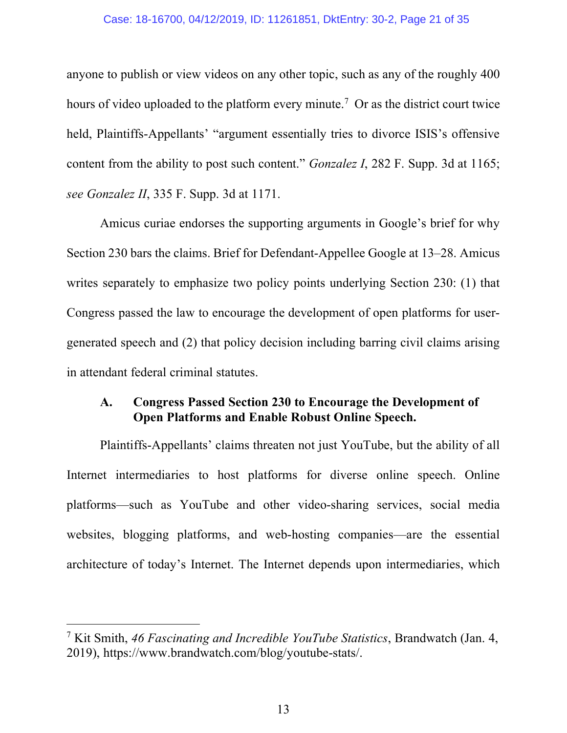anyone to publish or view videos on any other topic, such as any of the roughly 400 hours of video uploaded to the platform every minute.[7] Or as the district court twice held, Plaintiffs-Appellants' "argument essentially tries to divorce ISIS's offensive content from the ability to post such content." *Gonzalez I*, 282 F. Supp. 3d at 1165; *see Gonzalez II*, 335 F. Supp. 3d at 1171.

Amicus curiae endorses the supporting arguments in Google's brief for why Section 230 bars the claims. Brief for Defendant-Appellee Google at 13–28. Amicus writes separately to emphasize two policy points underlying Section 230: (1) that Congress passed the law to encourage the development of open platforms for user-generated speech and (2) that policy decision including barring civil claims arising in attendant federal criminal statutes.

### A. Congress Passed Section 230 to Encourage the Development of Open Platforms and Enable Robust Online Speech.

Plaintiffs-Appellants' claims threaten not just YouTube, but the ability of all Internet intermediaries to host platforms for diverse online speech. Online platforms—such as YouTube and other video-sharing services, social media websites, blogging platforms, and web-hosting companies—are the essential architecture of today's Internet. The Internet depends upon intermediaries, which

---

[7] Kit Smith, *46 Fascinating and Incredible YouTube Statistics*, Brandwatch (Jan. 4, 2019), https://www.brandwatch.com/blog/youtube-stats/.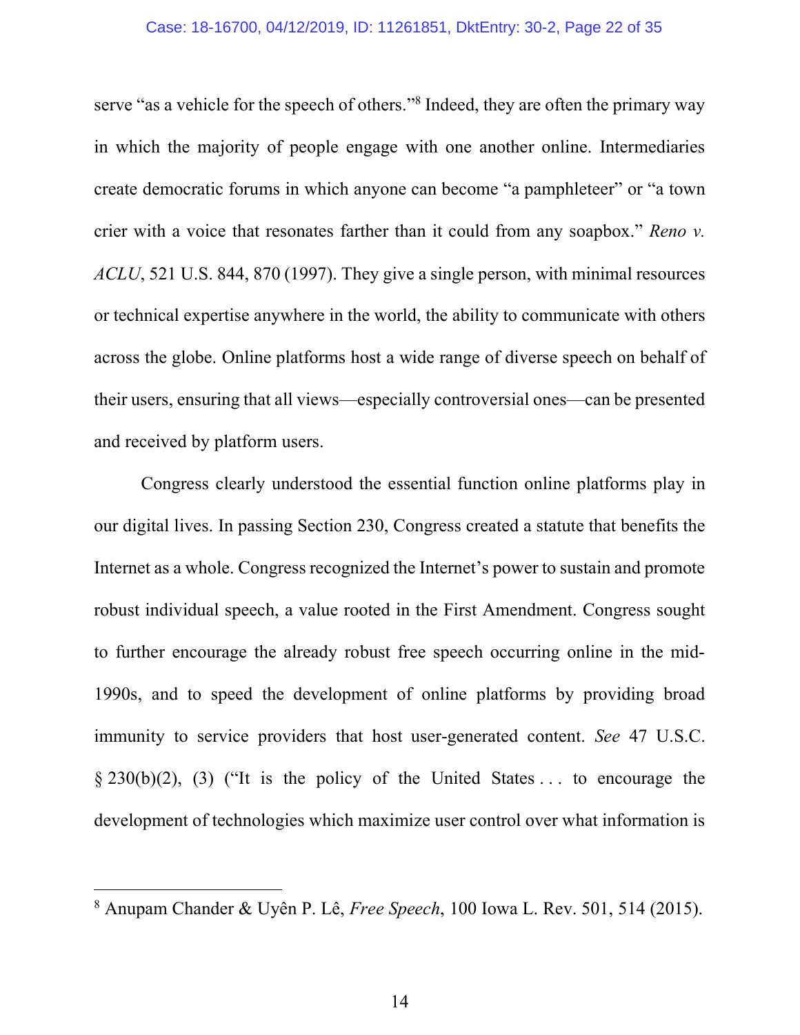serve "as a vehicle for the speech of others."[8] Indeed, they are often the primary way in which the majority of people engage with one another online. Intermediaries create democratic forums in which anyone can become "a pamphleteer" or "a town crier with a voice that resonates farther than it could from any soapbox." *Reno v. ACLU*, 521 U.S. 844, 870 (1997). They give a single person, with minimal resources or technical expertise anywhere in the world, the ability to communicate with others across the globe. Online platforms host a wide range of diverse speech on behalf of their users, ensuring that all views—especially controversial ones—can be presented and received by platform users.

Congress clearly understood the essential function online platforms play in our digital lives. In passing Section 230, Congress created a statute that benefits the Internet as a whole. Congress recognized the Internet's power to sustain and promote robust individual speech, a value rooted in the First Amendment. Congress sought to further encourage the already robust free speech occurring online in the mid-1990s, and to speed the development of online platforms by providing broad immunity to service providers that host user-generated content. *See* 47 U.S.C. § 230(b)(2), (3) ("It is the policy of the United States . . . to encourage the development of technologies which maximize user control over what information is

---

[8] Anupam Chander & Uyên P. Lê, *Free Speech*, 100 Iowa L. Rev. 501, 514 (2015).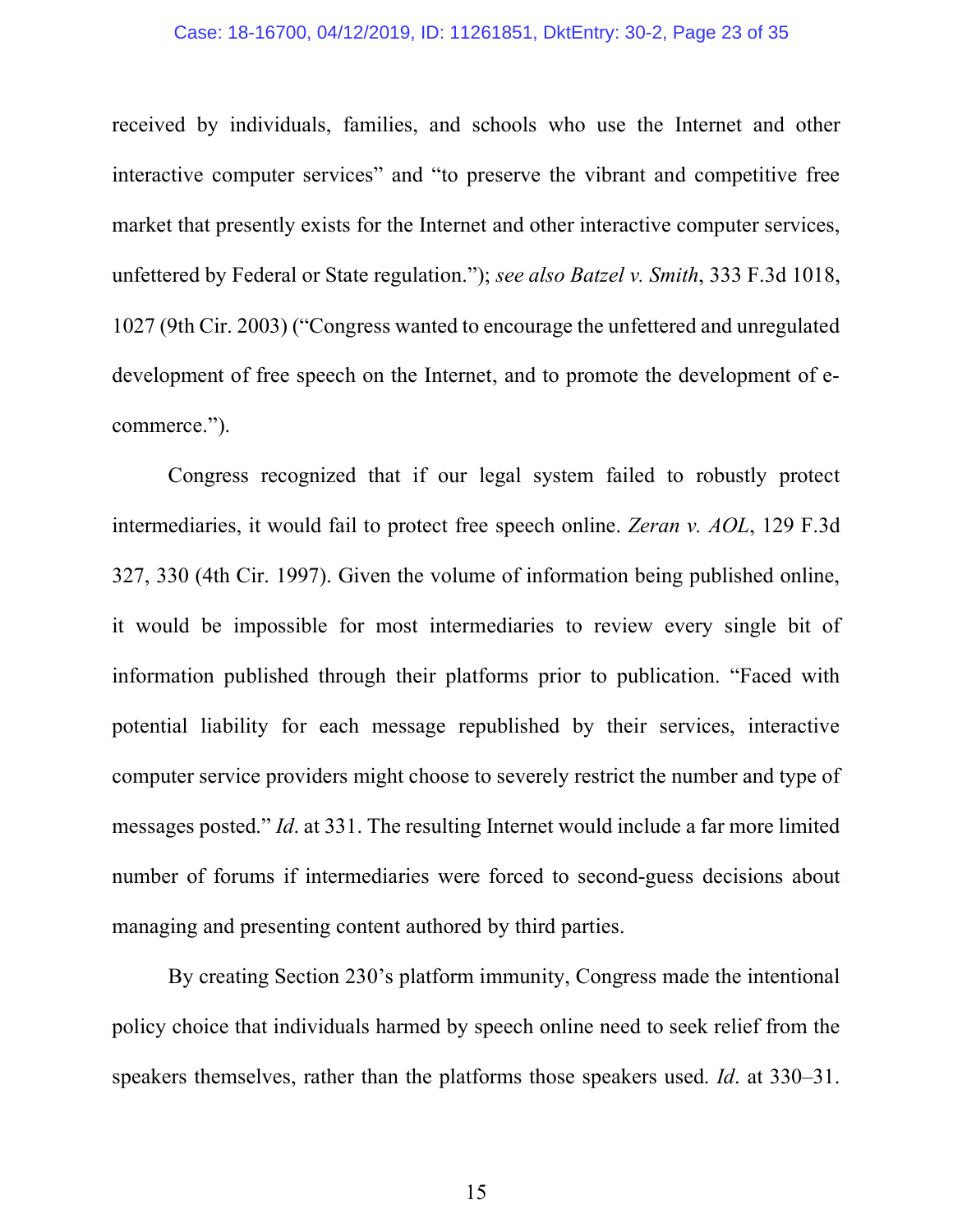received by individuals, families, and schools who use the Internet and other interactive computer services" and "to preserve the vibrant and competitive free market that presently exists for the Internet and other interactive computer services, unfettered by Federal or State regulation."); *see also Batzel v. Smith*, 333 F.3d 1018, 1027 (9th Cir. 2003) ("Congress wanted to encourage the unfettered and unregulated development of free speech on the Internet, and to promote the development of e-commerce.").

Congress recognized that if our legal system failed to robustly protect intermediaries, it would fail to protect free speech online. *Zeran v. AOL*, 129 F.3d 327, 330 (4th Cir. 1997). Given the volume of information being published online, it would be impossible for most intermediaries to review every single bit of information published through their platforms prior to publication. "Faced with potential liability for each message republished by their services, interactive computer service providers might choose to severely restrict the number and type of messages posted." *Id*. at 331. The resulting Internet would include a far more limited number of forums if intermediaries were forced to second-guess decisions about managing and presenting content authored by third parties.

By creating Section 230's platform immunity, Congress made the intentional policy choice that individuals harmed by speech online need to seek relief from the speakers themselves, rather than the platforms those speakers used. *Id*. at 330–31.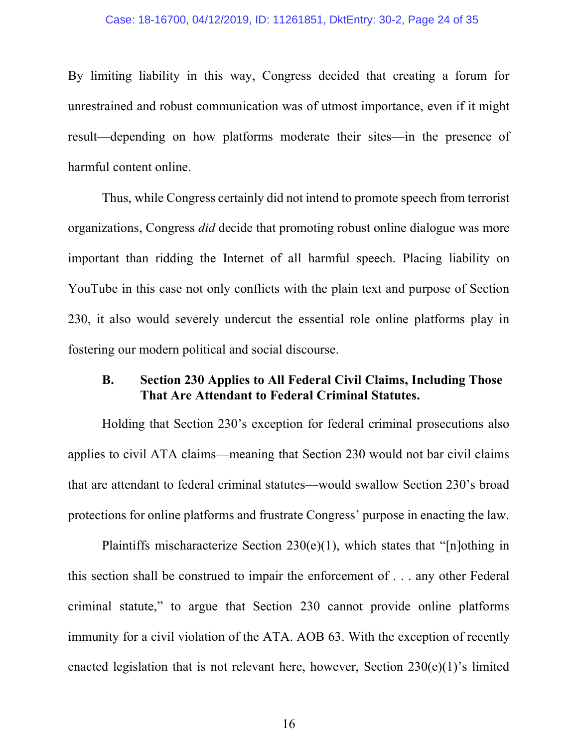By limiting liability in this way, Congress decided that creating a forum for unrestrained and robust communication was of utmost importance, even if it might result—depending on how platforms moderate their sites—in the presence of harmful content online.

Thus, while Congress certainly did not intend to promote speech from terrorist organizations, Congress *did* decide that promoting robust online dialogue was more important than ridding the Internet of all harmful speech. Placing liability on YouTube in this case not only conflicts with the plain text and purpose of Section 230, it also would severely undercut the essential role online platforms play in fostering our modern political and social discourse.

### B. Section 230 Applies to All Federal Civil Claims, Including Those That Are Attendant to Federal Criminal Statutes.

Holding that Section 230's exception for federal criminal prosecutions also applies to civil ATA claims—meaning that Section 230 would not bar civil claims that are attendant to federal criminal statutes—would swallow Section 230's broad protections for online platforms and frustrate Congress' purpose in enacting the law.

Plaintiffs mischaracterize Section 230(e)(1), which states that "[n]othing in this section shall be construed to impair the enforcement of . . . any other Federal criminal statute," to argue that Section 230 cannot provide online platforms immunity for a civil violation of the ATA. AOB 63. With the exception of recently enacted legislation that is not relevant here, however, Section 230(e)(1)'s limited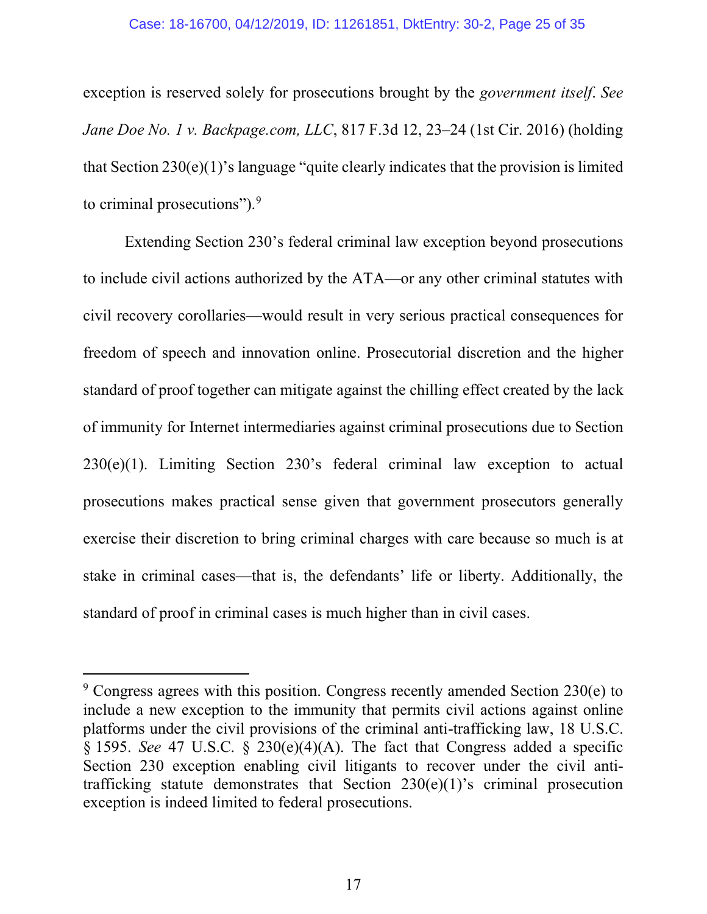exception is reserved solely for prosecutions brought by the *government itself*. *See Jane Doe No. 1 v. Backpage.com, LLC*, 817 F.3d 12, 23–24 (1st Cir. 2016) (holding that Section 230(e)(1)'s language "quite clearly indicates that the provision is limited to criminal prosecutions").[9]

Extending Section 230's federal criminal law exception beyond prosecutions to include civil actions authorized by the ATA—or any other criminal statutes with civil recovery corollaries—would result in very serious practical consequences for freedom of speech and innovation online. Prosecutorial discretion and the higher standard of proof together can mitigate against the chilling effect created by the lack of immunity for Internet intermediaries against criminal prosecutions due to Section 230(e)(1). Limiting Section 230's federal criminal law exception to actual prosecutions makes practical sense given that government prosecutors generally exercise their discretion to bring criminal charges with care because so much is at stake in criminal cases—that is, the defendants' life or liberty. Additionally, the standard of proof in criminal cases is much higher than in civil cases.

---

[9] Congress agrees with this position. Congress recently amended Section 230(e) to include a new exception to the immunity that permits civil actions against online platforms under the civil provisions of the criminal anti-trafficking law, 18 U.S.C. § 1595. *See* 47 U.S.C. § 230(e)(4)(A). The fact that Congress added a specific Section 230 exception enabling civil litigants to recover under the civil anti-trafficking statute demonstrates that Section 230(e)(1)'s criminal prosecution exception is indeed limited to federal prosecutions.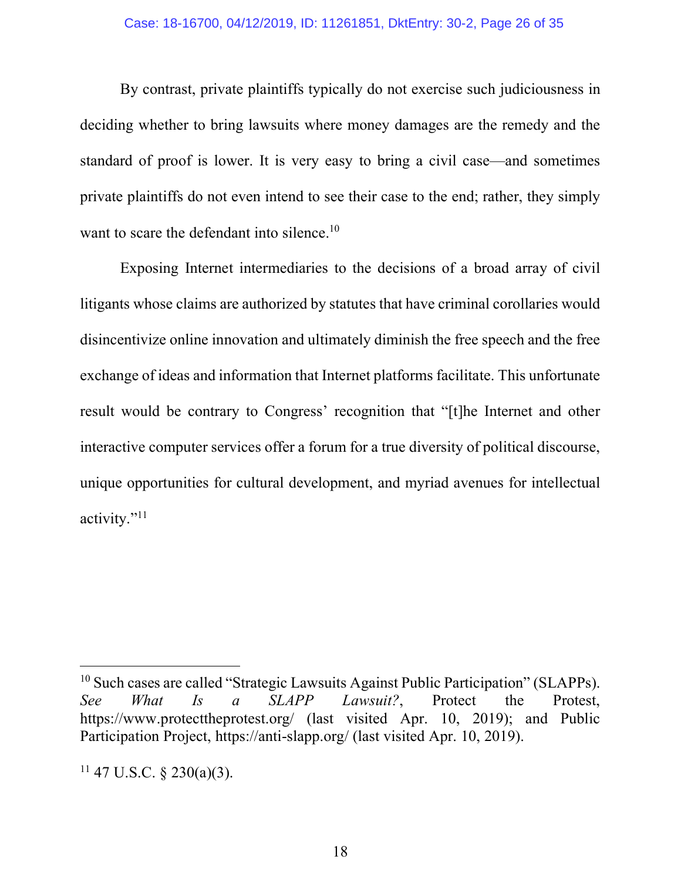By contrast, private plaintiffs typically do not exercise such judiciousness in deciding whether to bring lawsuits where money damages are the remedy and the standard of proof is lower. It is very easy to bring a civil case—and sometimes private plaintiffs do not even intend to see their case to the end; rather, they simply want to scare the defendant into silence.[10]

Exposing Internet intermediaries to the decisions of a broad array of civil litigants whose claims are authorized by statutes that have criminal corollaries would disincentivize online innovation and ultimately diminish the free speech and the free exchange of ideas and information that Internet platforms facilitate. This unfortunate result would be contrary to Congress' recognition that "[t]he Internet and other interactive computer services offer a forum for a true diversity of political discourse, unique opportunities for cultural development, and myriad avenues for intellectual activity."[11]

---

[10] Such cases are called "Strategic Lawsuits Against Public Participation" (SLAPPs). *See What Is a SLAPP Lawsuit?*, Protect the Protest, https://www.protecttheprotest.org/ (last visited Apr. 10, 2019); and Public Participation Project, https://anti-slapp.org/ (last visited Apr. 10, 2019).

[11] 47 U.S.C. § 230(a)(3).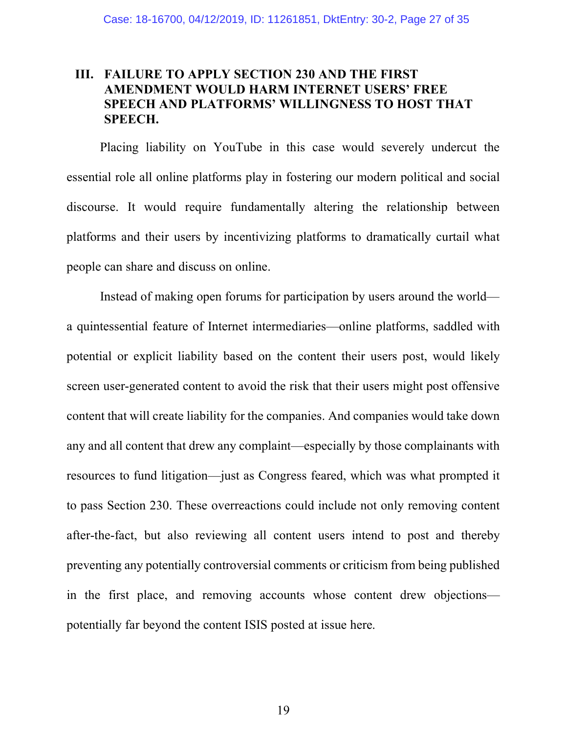## III. FAILURE TO APPLY SECTION 230 AND THE FIRST AMENDMENT WOULD HARM INTERNET USERS' FREE SPEECH AND PLATFORMS' WILLINGNESS TO HOST THAT SPEECH.

Placing liability on YouTube in this case would severely undercut the essential role all online platforms play in fostering our modern political and social discourse. It would require fundamentally altering the relationship between platforms and their users by incentivizing platforms to dramatically curtail what people can share and discuss on online.

Instead of making open forums for participation by users around the world—a quintessential feature of Internet intermediaries—online platforms, saddled with potential or explicit liability based on the content their users post, would likely screen user-generated content to avoid the risk that their users might post offensive content that will create liability for the companies. And companies would take down any and all content that drew any complaint—especially by those complainants with resources to fund litigation—just as Congress feared, which was what prompted it to pass Section 230. These overreactions could include not only removing content after-the-fact, but also reviewing all content users intend to post and thereby preventing any potentially controversial comments or criticism from being published in the first place, and removing accounts whose content drew objections—potentially far beyond the content ISIS posted at issue here.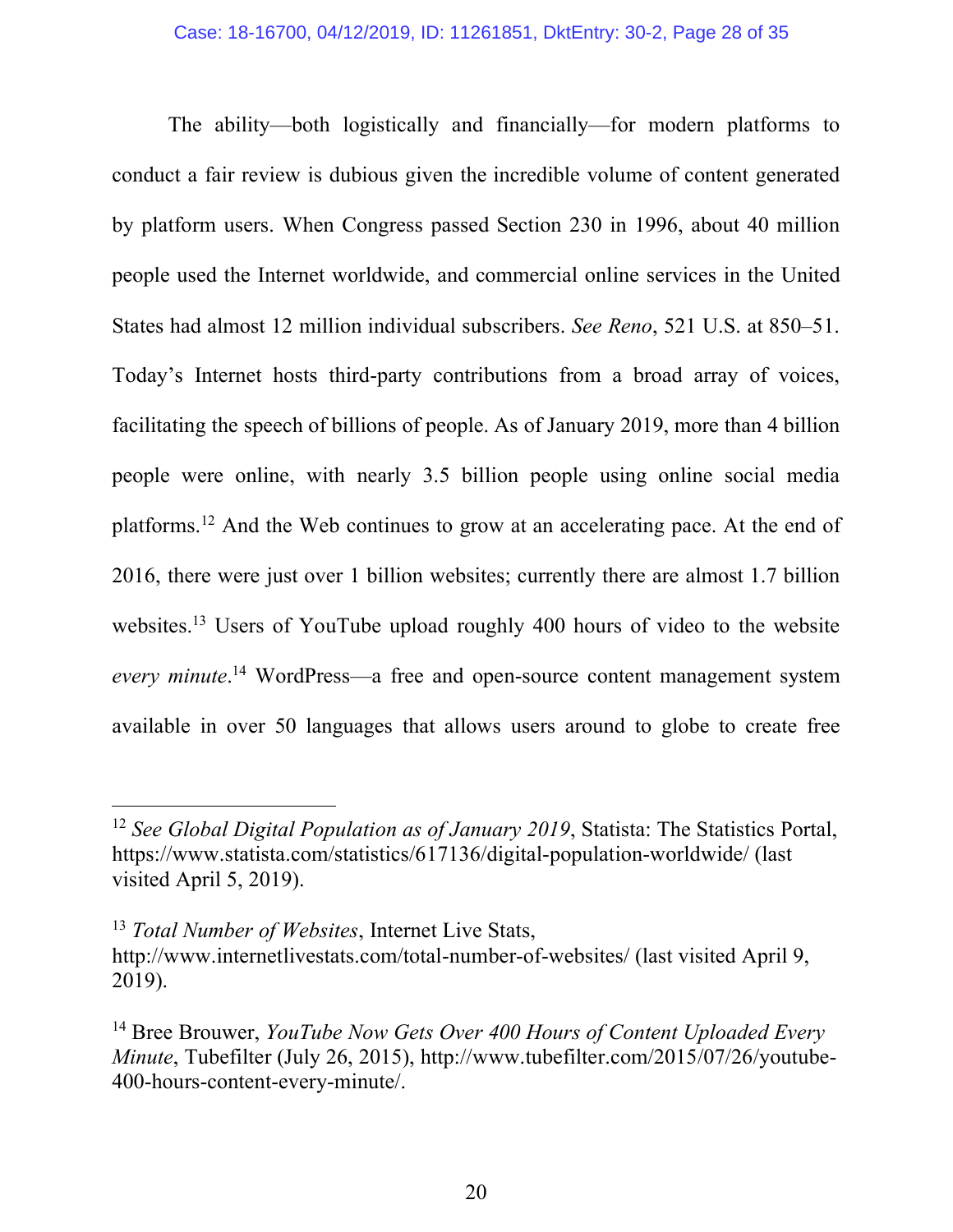The ability—both logistically and financially—for modern platforms to conduct a fair review is dubious given the incredible volume of content generated by platform users. When Congress passed Section 230 in 1996, about 40 million people used the Internet worldwide, and commercial online services in the United States had almost 12 million individual subscribers. *See Reno*, 521 U.S. at 850–51. Today's Internet hosts third-party contributions from a broad array of voices, facilitating the speech of billions of people. As of January 2019, more than 4 billion people were online, with nearly 3.5 billion people using online social media platforms.[12] And the Web continues to grow at an accelerating pace. At the end of 2016, there were just over 1 billion websites; currently there are almost 1.7 billion websites.[13] Users of YouTube upload roughly 400 hours of video to the website *every minute*.[14] WordPress—a free and open-source content management system available in over 50 languages that allows users around to globe to create free

---

[12] *See Global Digital Population as of January 2019*, Statista: The Statistics Portal, https://www.statista.com/statistics/617136/digital-population-worldwide/ (last visited April 5, 2019).

[13] *Total Number of Websites*, Internet Live Stats, http://www.internetlivestats.com/total-number-of-websites/ (last visited April 9, 2019).

[14] Bree Brouwer, *YouTube Now Gets Over 400 Hours of Content Uploaded Every Minute*, Tubefilter (July 26, 2015), http://www.tubefilter.com/2015/07/26/youtube-400-hours-content-every-minute/.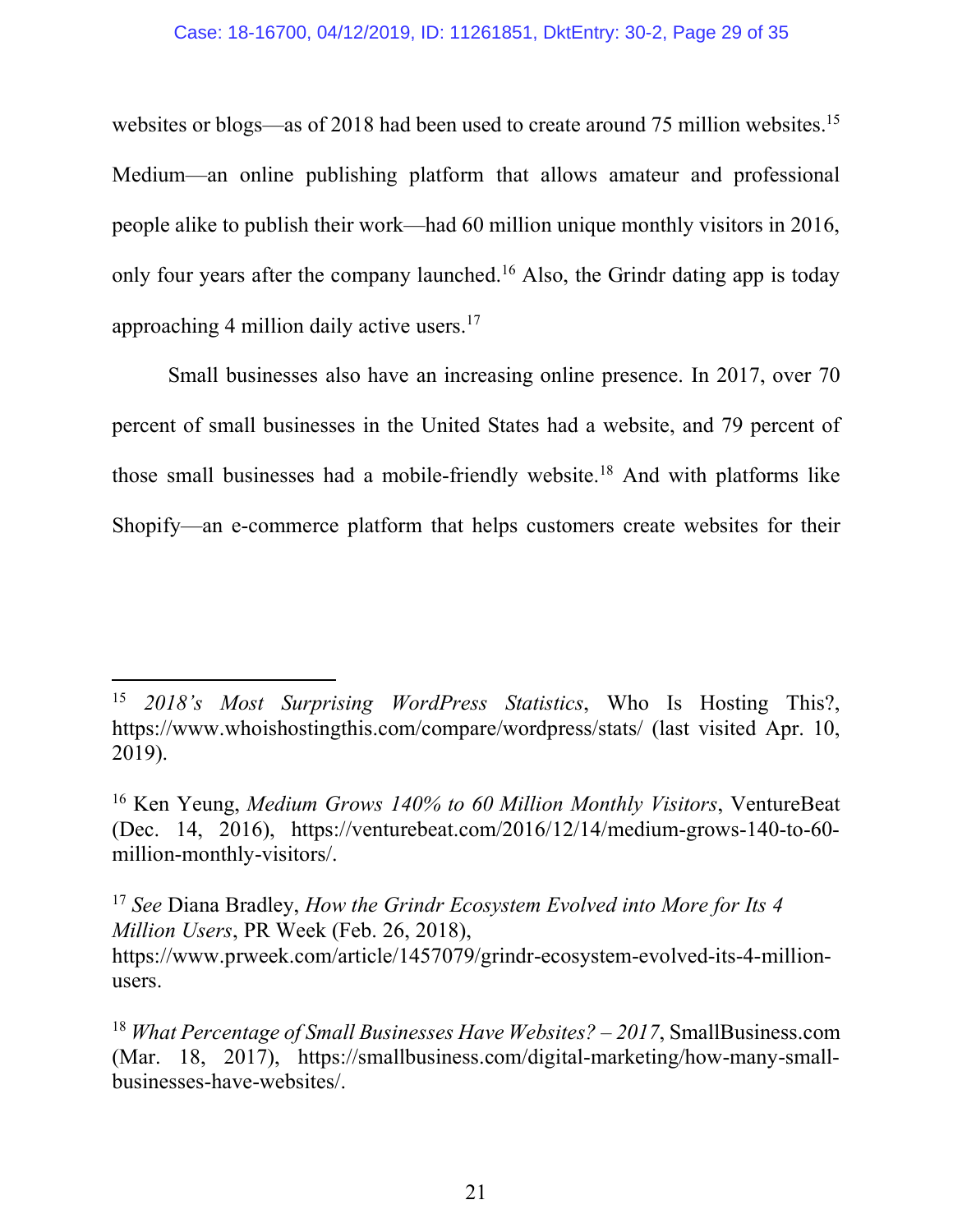websites or blogs—as of 2018 had been used to create around 75 million websites.[15] Medium—an online publishing platform that allows amateur and professional people alike to publish their work—had 60 million unique monthly visitors in 2016, only four years after the company launched.[16] Also, the Grindr dating app is today approaching 4 million daily active users.[17]

Small businesses also have an increasing online presence. In 2017, over 70 percent of small businesses in the United States had a website, and 79 percent of those small businesses had a mobile-friendly website.[18] And with platforms like Shopify—an e-commerce platform that helps customers create websites for their

---

[15] *2018's Most Surprising WordPress Statistics*, Who Is Hosting This?, https://www.whoishostingthis.com/compare/wordpress/stats/ (last visited Apr. 10, 2019).

[16] Ken Yeung, *Medium Grows 140% to 60 Million Monthly Visitors*, VentureBeat (Dec. 14, 2016), https://venturebeat.com/2016/12/14/medium-grows-140-to-60-million-monthly-visitors/.

[17] *See* Diana Bradley, *How the Grindr Ecosystem Evolved into More for Its 4 Million Users*, PR Week (Feb. 26, 2018), https://www.prweek.com/article/1457079/grindr-ecosystem-evolved-its-4-million-users.

[18] *What Percentage of Small Businesses Have Websites? – 2017*, SmallBusiness.com (Mar. 18, 2017), https://smallbusiness.com/digital-marketing/how-many-small-businesses-have-websites/.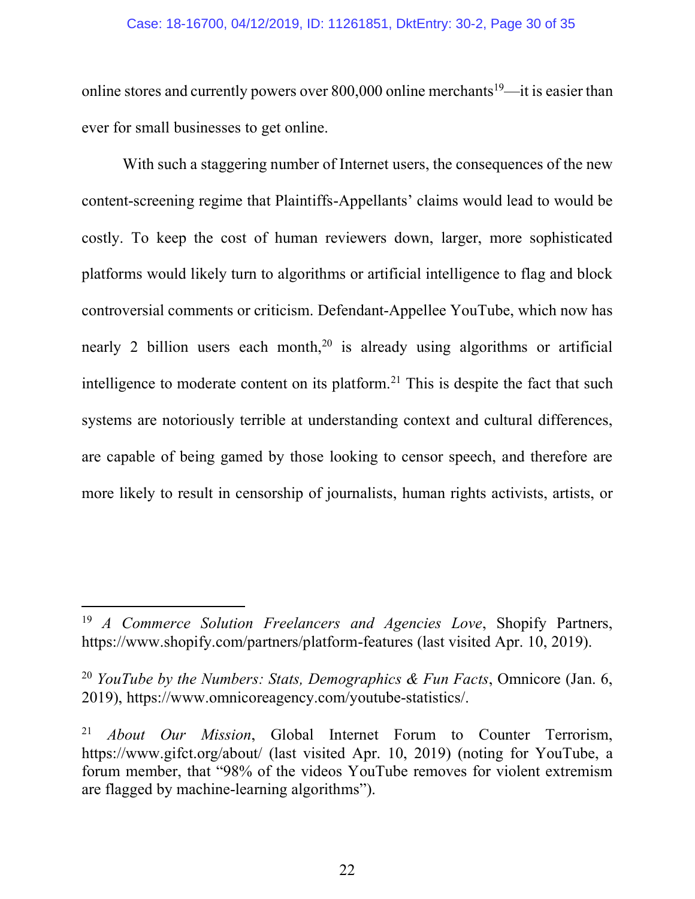online stores and currently powers over 800,000 online merchants[19]—it is easier than ever for small businesses to get online.

With such a staggering number of Internet users, the consequences of the new content-screening regime that Plaintiffs-Appellants' claims would lead to would be costly. To keep the cost of human reviewers down, larger, more sophisticated platforms would likely turn to algorithms or artificial intelligence to flag and block controversial comments or criticism. Defendant-Appellee YouTube, which now has nearly 2 billion users each month,[20] is already using algorithms or artificial intelligence to moderate content on its platform.[21] This is despite the fact that such systems are notoriously terrible at understanding context and cultural differences, are capable of being gamed by those looking to censor speech, and therefore are more likely to result in censorship of journalists, human rights activists, artists, or

---

[19] *A Commerce Solution Freelancers and Agencies Love*, Shopify Partners, https://www.shopify.com/partners/platform-features (last visited Apr. 10, 2019).

[20] *YouTube by the Numbers: Stats, Demographics & Fun Facts*, Omnicore (Jan. 6, 2019), https://www.omnicoreagency.com/youtube-statistics/.

[21] *About Our Mission*, Global Internet Forum to Counter Terrorism, https://www.gifct.org/about/ (last visited Apr. 10, 2019) (noting for YouTube, a forum member, that "98% of the videos YouTube removes for violent extremism are flagged by machine-learning algorithms").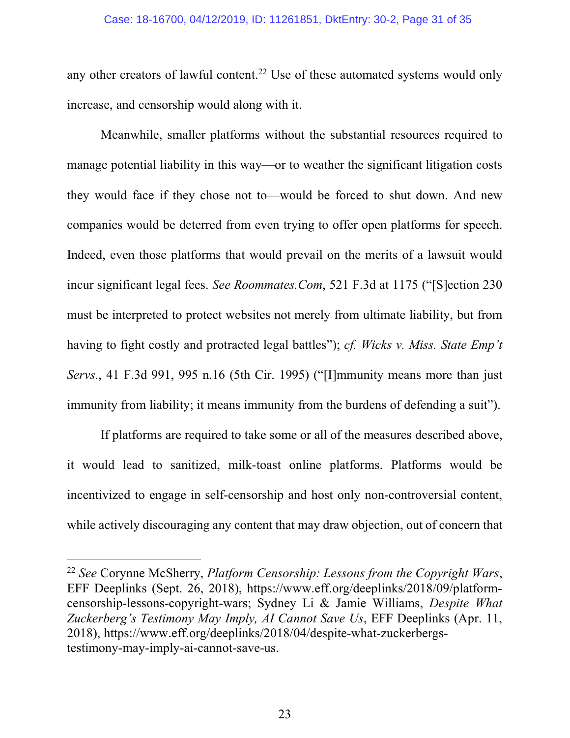any other creators of lawful content.[22] Use of these automated systems would only increase, and censorship would along with it.

Meanwhile, smaller platforms without the substantial resources required to manage potential liability in this way—or to weather the significant litigation costs they would face if they chose not to—would be forced to shut down. And new companies would be deterred from even trying to offer open platforms for speech. Indeed, even those platforms that would prevail on the merits of a lawsuit would incur significant legal fees. *See Roommates.Com*, 521 F.3d at 1175 ("[S]ection 230 must be interpreted to protect websites not merely from ultimate liability, but from having to fight costly and protracted legal battles"); *cf. Wicks v. Miss. State Emp't Servs.*, 41 F.3d 991, 995 n.16 (5th Cir. 1995) ("[I]mmunity means more than just immunity from liability; it means immunity from the burdens of defending a suit").

If platforms are required to take some or all of the measures described above, it would lead to sanitized, milk-toast online platforms. Platforms would be incentivized to engage in self-censorship and host only non-controversial content, while actively discouraging any content that may draw objection, out of concern that

---

[22] *See* Corynne McSherry, *Platform Censorship: Lessons from the Copyright Wars*, EFF Deeplinks (Sept. 26, 2018), https://www.eff.org/deeplinks/2018/09/platform-censorship-lessons-copyright-wars; Sydney Li & Jamie Williams, *Despite What Zuckerberg's Testimony May Imply, AI Cannot Save Us*, EFF Deeplinks (Apr. 11, 2018), https://www.eff.org/deeplinks/2018/04/despite-what-zuckerbergs-testimony-may-imply-ai-cannot-save-us.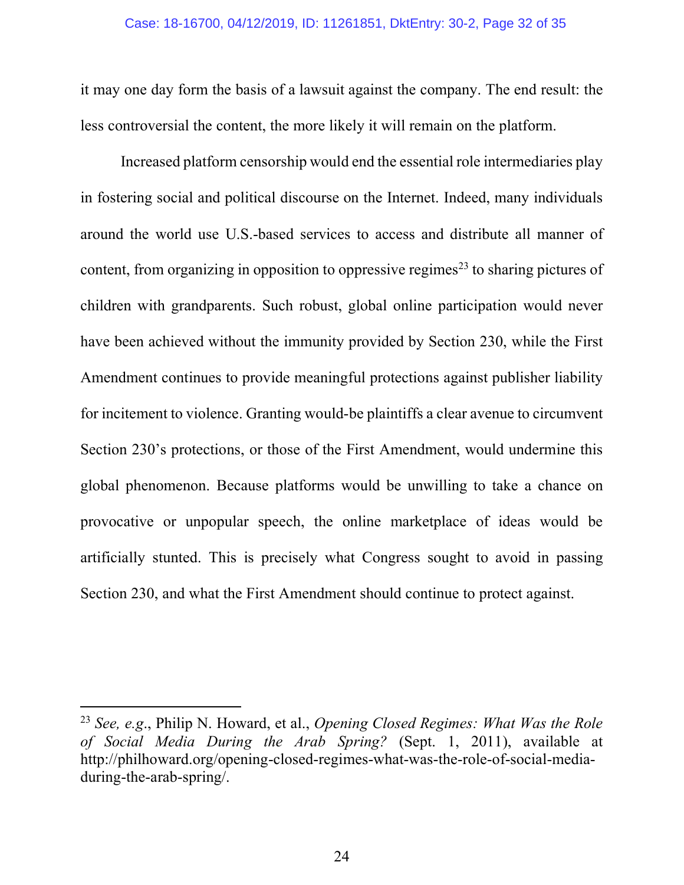it may one day form the basis of a lawsuit against the company. The end result: the less controversial the content, the more likely it will remain on the platform.

Increased platform censorship would end the essential role intermediaries play in fostering social and political discourse on the Internet. Indeed, many individuals around the world use U.S.-based services to access and distribute all manner of content, from organizing in opposition to oppressive regimes[23] to sharing pictures of children with grandparents. Such robust, global online participation would never have been achieved without the immunity provided by Section 230, while the First Amendment continues to provide meaningful protections against publisher liability for incitement to violence. Granting would-be plaintiffs a clear avenue to circumvent Section 230's protections, or those of the First Amendment, would undermine this global phenomenon. Because platforms would be unwilling to take a chance on provocative or unpopular speech, the online marketplace of ideas would be artificially stunted. This is precisely what Congress sought to avoid in passing Section 230, and what the First Amendment should continue to protect against.

---

[23] *See, e.g.*, Philip N. Howard, et al., *Opening Closed Regimes: What Was the Role of Social Media During the Arab Spring?* (Sept. 1, 2011), available at http://philhoward.org/opening-closed-regimes-what-was-the-role-of-social-media-during-the-arab-spring/.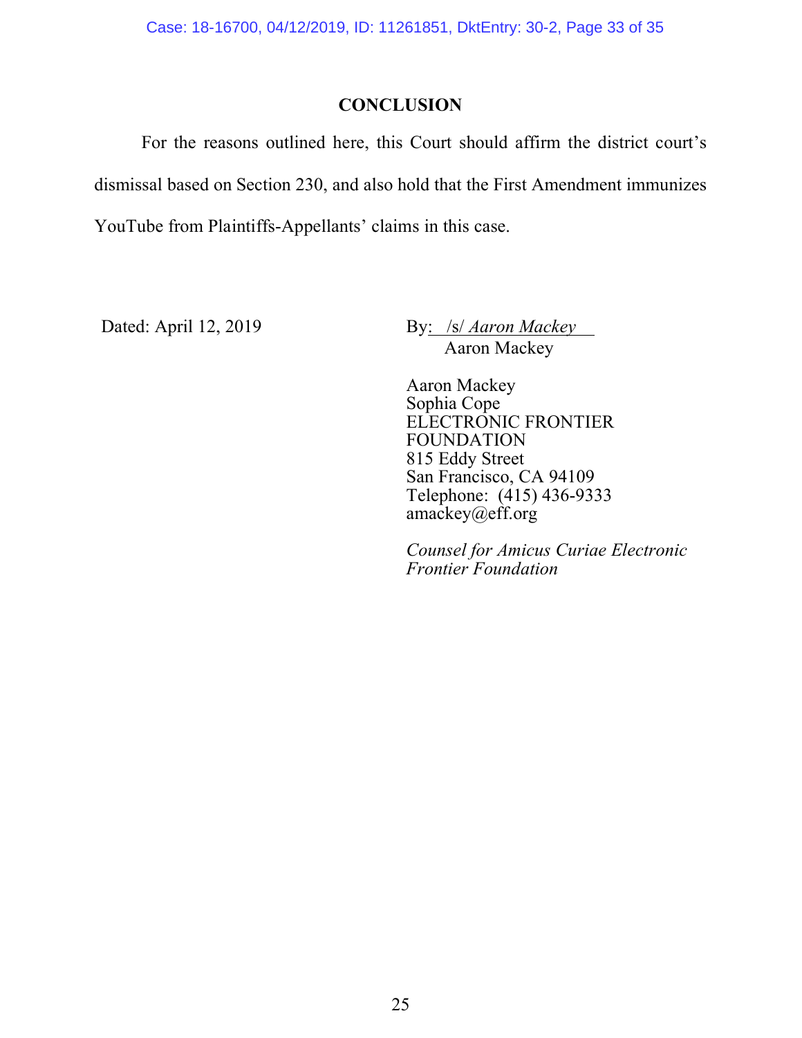# CONCLUSION

For the reasons outlined here, this Court should affirm the district court's dismissal based on Section 230, and also hold that the First Amendment immunizes YouTube from Plaintiffs-Appellants' claims in this case.

Dated: April 12, 2019

By: /s/ *Aaron Mackey*
Aaron Mackey

Aaron Mackey
Sophia Cope
ELECTRONIC FRONTIER FOUNDATION
815 Eddy Street
San Francisco, CA 94109
Telephone: (415) 436-9333
amackey@eff.org

*Counsel for Amicus Curiae Electronic Frontier Foundation*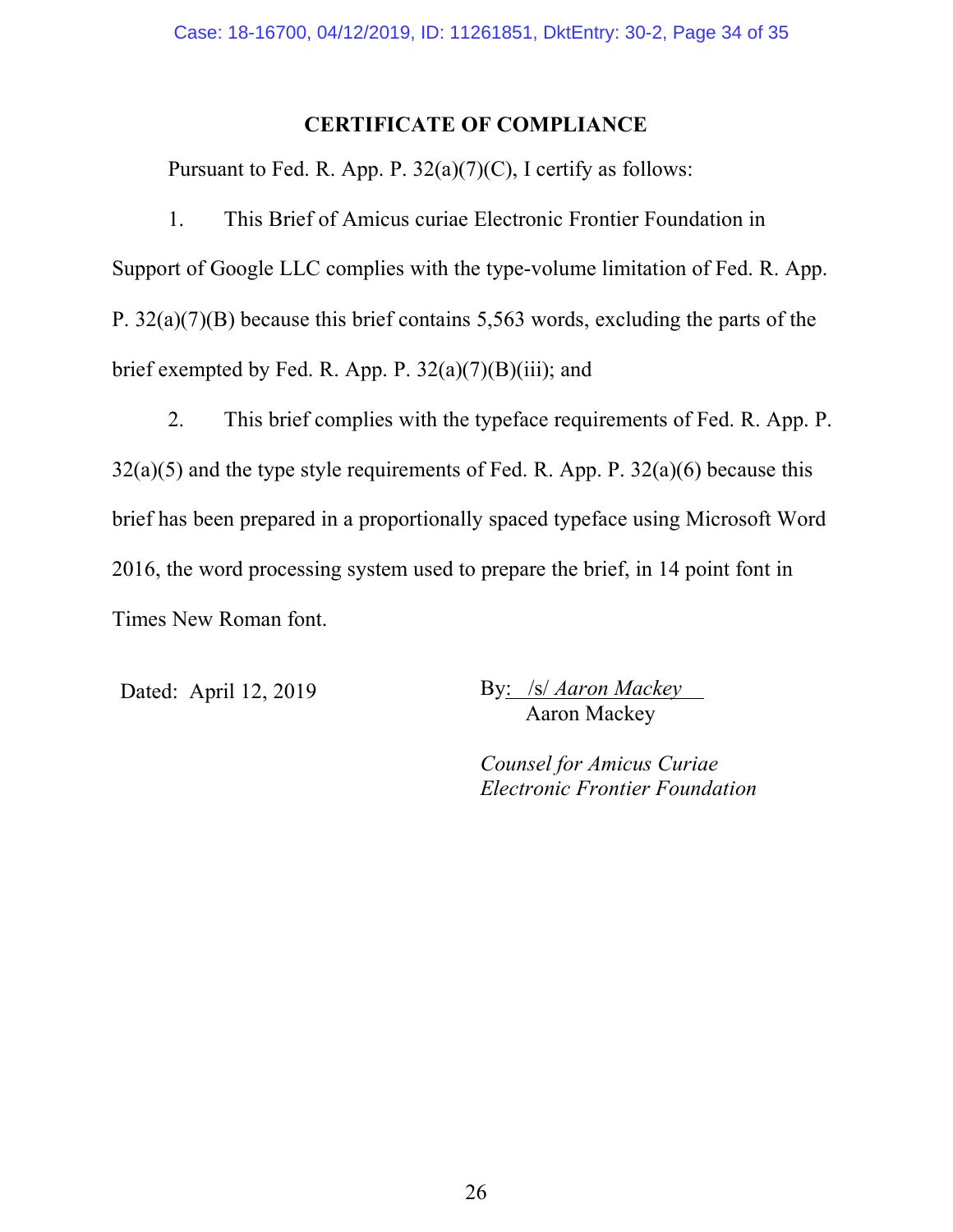# CERTIFICATE OF COMPLIANCE

Pursuant to Fed. R. App. P. 32(a)(7)(C), I certify as follows:

1. This Brief of Amicus curiae Electronic Frontier Foundation in Support of Google LLC complies with the type-volume limitation of Fed. R. App. P. 32(a)(7)(B) because this brief contains 5,563 words, excluding the parts of the brief exempted by Fed. R. App. P. 32(a)(7)(B)(iii); and

2. This brief complies with the typeface requirements of Fed. R. App. P. 32(a)(5) and the type style requirements of Fed. R. App. P. 32(a)(6) because this brief has been prepared in a proportionally spaced typeface using Microsoft Word 2016, the word processing system used to prepare the brief, in 14 point font in Times New Roman font.

Dated: April 12, 2019

By: /s/ *Aaron Mackey*
Aaron Mackey

*Counsel for Amicus Curiae*
*Electronic Frontier Foundation*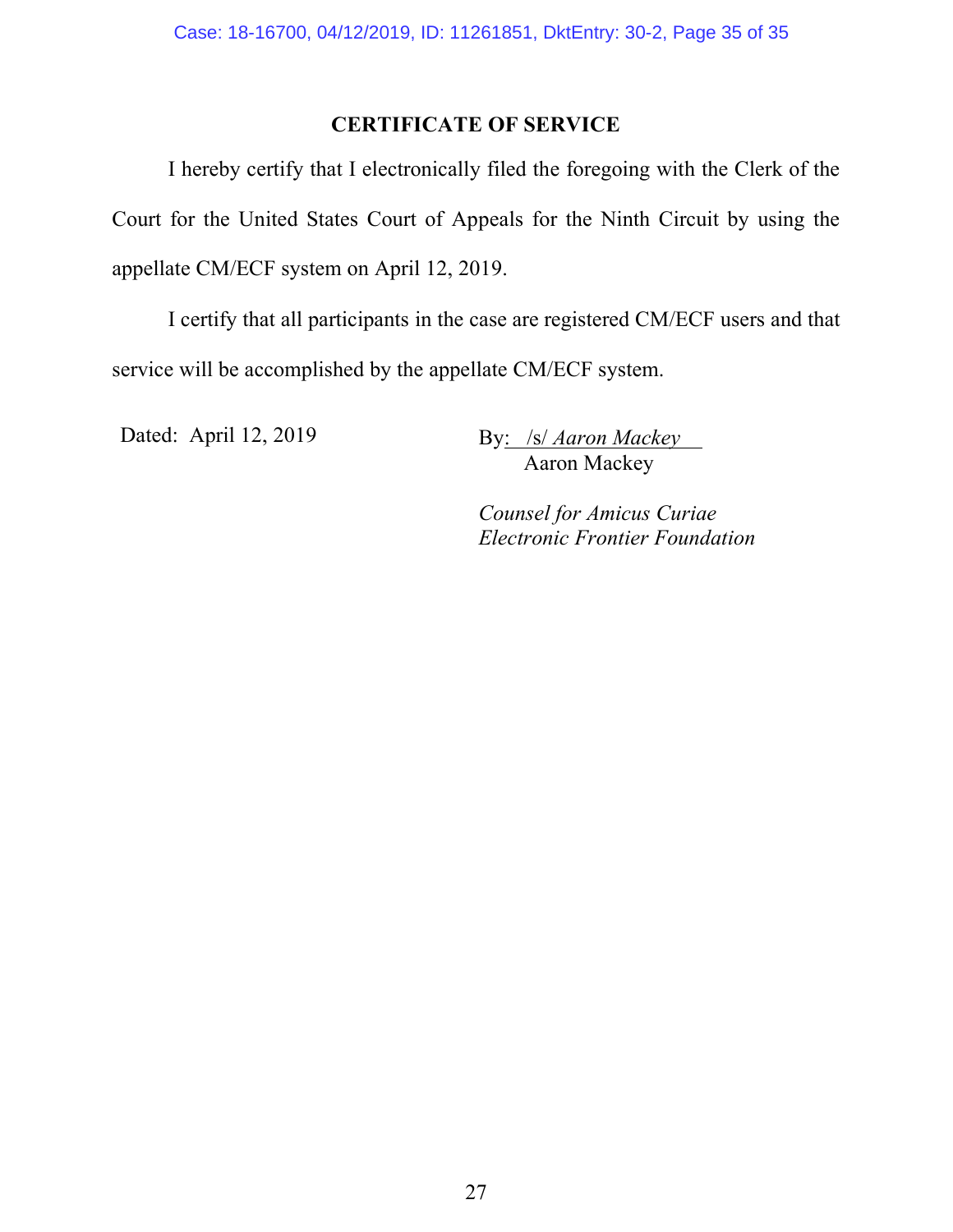## CERTIFICATE OF SERVICE

I hereby certify that I electronically filed the foregoing with the Clerk of the Court for the United States Court of Appeals for the Ninth Circuit by using the appellate CM/ECF system on April 12, 2019.

I certify that all participants in the case are registered CM/ECF users and that service will be accomplished by the appellate CM/ECF system.

Dated: April 12, 2019

By: /s/ *Aaron Mackey*
Aaron Mackey

*Counsel for Amicus Curiae*
*Electronic Frontier Foundation*